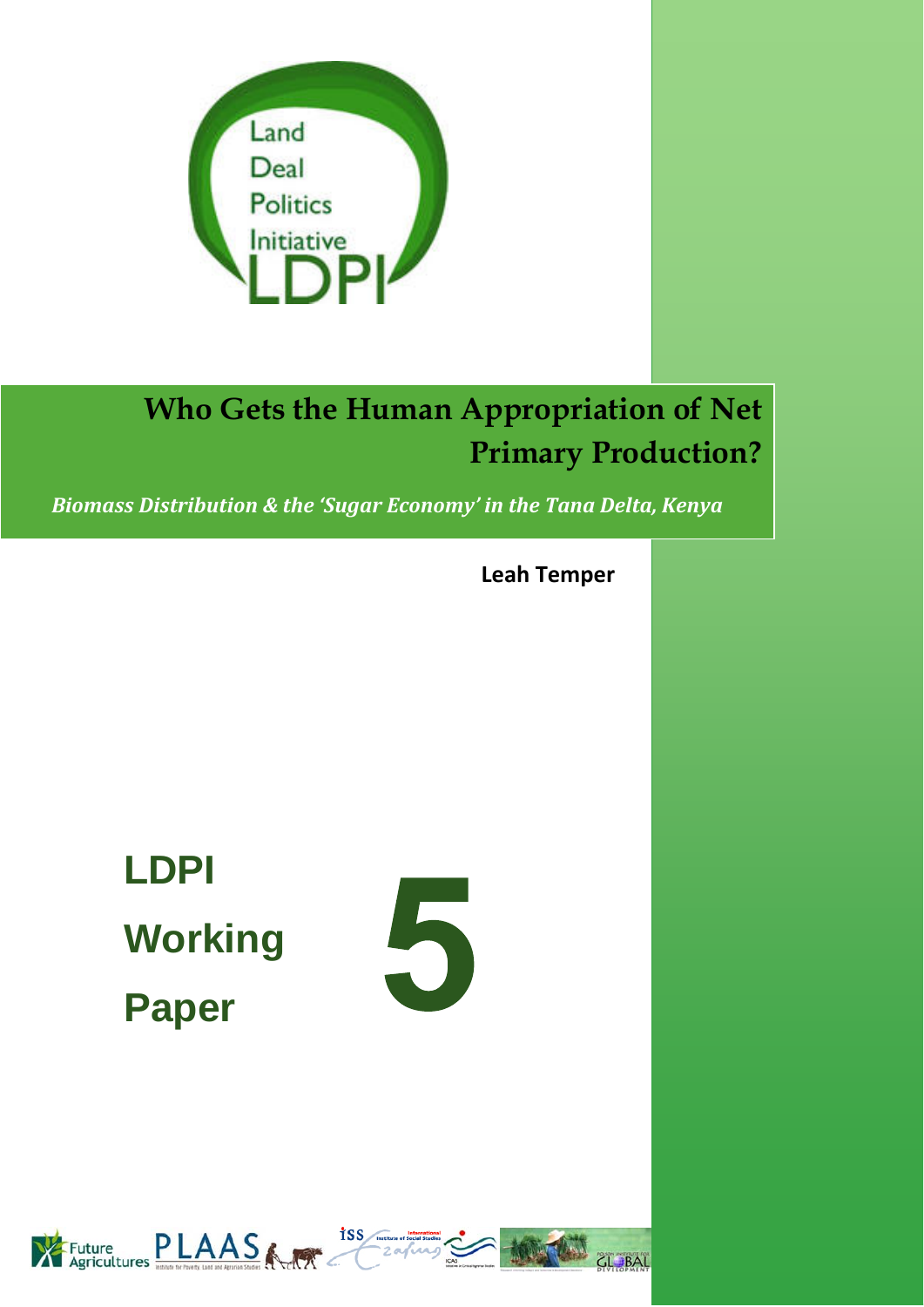Land
Deal
Politics
Initiative
LDPI

# Who Gets the Human Appropriation of Net Primary Production?

*Biomass Distribution & the 'Sugar Economy' in the Tana Delta, Kenya*

**Leah Temper**

## LDPI Working Paper 5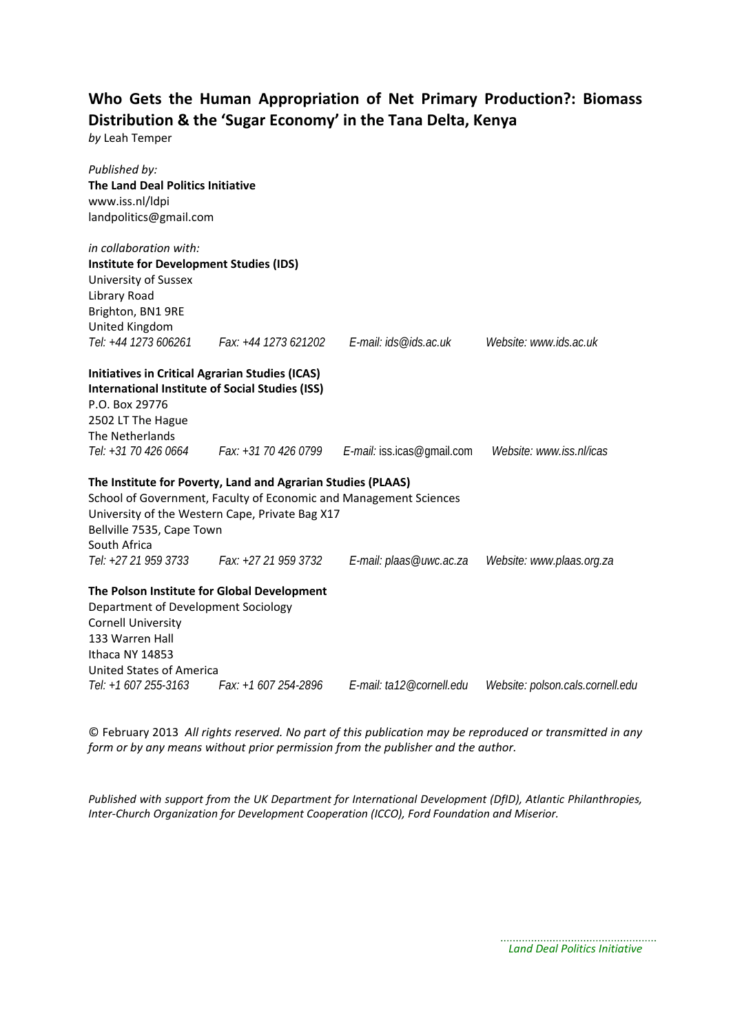# Who Gets the Human Appropriation of Net Primary Production?: Biomass Distribution & the 'Sugar Economy' in the Tana Delta, Kenya

*by* Leah Temper

*Published by:*
**The Land Deal Politics Initiative**
www.iss.nl/ldpi
landpolitics@gmail.com

*in collaboration with:*
**Institute for Development Studies (IDS)**
University of Sussex
Library Road
Brighton, BN1 9RE
United Kingdom
*Tel: +44 1273 606261 Fax: +44 1273 621202 E-mail: ids@ids.ac.uk Website: www.ids.ac.uk*

**Initiatives in Critical Agrarian Studies (ICAS)**
**International Institute of Social Studies (ISS)**
P.O. Box 29776
2502 LT The Hague
The Netherlands
*Tel: +31 70 426 0664 Fax: +31 70 426 0799 E-mail: iss.icas@gmail.com Website: www.iss.nl/icas*

**The Institute for Poverty, Land and Agrarian Studies (PLAAS)**
School of Government, Faculty of Economic and Management Sciences
University of the Western Cape, Private Bag X17
Bellville 7535, Cape Town
South Africa
*Tel: +27 21 959 3733 Fax: +27 21 959 3732 E-mail: plaas@uwc.ac.za Website: www.plaas.org.za*

**The Polson Institute for Global Development**
Department of Development Sociology
Cornell University
133 Warren Hall
Ithaca NY 14853
United States of America
*Tel: +1 607 255-3163 Fax: +1 607 254-2896 E-mail: ta12@cornell.edu Website: polson.cals.cornell.edu*

© February 2013 *All rights reserved. No part of this publication may be reproduced or transmitted in any form or by any means without prior permission from the publisher and the author.*

*Published with support from the UK Department for International Development (DfID), Atlantic Philanthropies, Inter-Church Organization for Development Cooperation (ICCO), Ford Foundation and Miserior.*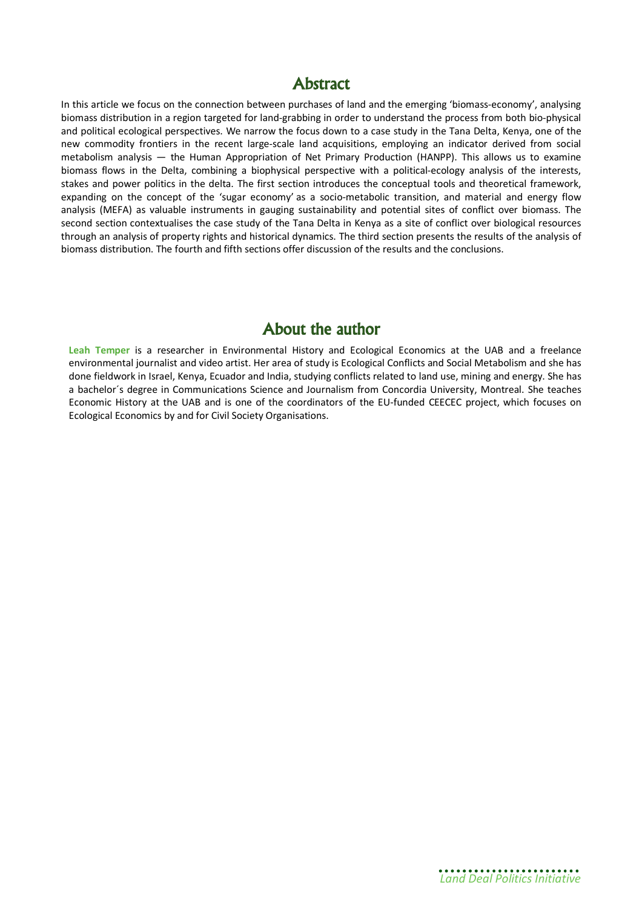## Abstract

In this article we focus on the connection between purchases of land and the emerging 'biomass-economy', analysing biomass distribution in a region targeted for land-grabbing in order to understand the process from both bio-physical and political ecological perspectives. We narrow the focus down to a case study in the Tana Delta, Kenya, one of the new commodity frontiers in the recent large-scale land acquisitions, employing an indicator derived from social metabolism analysis — the Human Appropriation of Net Primary Production (HANPP). This allows us to examine biomass flows in the Delta, combining a biophysical perspective with a political-ecology analysis of the interests, stakes and power politics in the delta. The first section introduces the conceptual tools and theoretical framework, expanding on the concept of the 'sugar economy' as a socio-metabolic transition, and material and energy flow analysis (MEFA) as valuable instruments in gauging sustainability and potential sites of conflict over biomass. The second section contextualises the case study of the Tana Delta in Kenya as a site of conflict over biological resources through an analysis of property rights and historical dynamics. The third section presents the results of the analysis of biomass distribution. The fourth and fifth sections offer discussion of the results and the conclusions.

## About the author

**Leah Temper** is a researcher in Environmental History and Ecological Economics at the UAB and a freelance environmental journalist and video artist. Her area of study is Ecological Conflicts and Social Metabolism and she has done fieldwork in Israel, Kenya, Ecuador and India, studying conflicts related to land use, mining and energy. She has a bachelor´s degree in Communications Science and Journalism from Concordia University, Montreal. She teaches Economic History at the UAB and is one of the coordinators of the EU-funded CEECEC project, which focuses on Ecological Economics by and for Civil Society Organisations.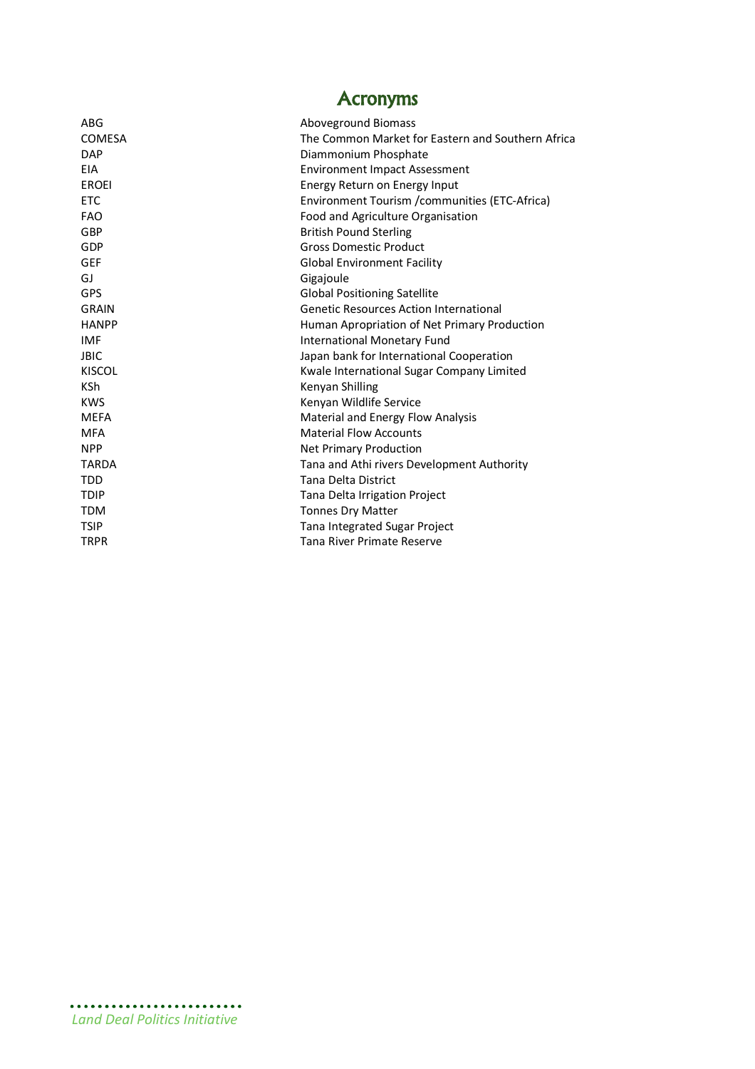# Acronyms

| | |
|---|---|
| ABG | Aboveground Biomass |
| COMESA | The Common Market for Eastern and Southern Africa |
| DAP | Diammonium Phosphate |
| EIA | Environment Impact Assessment |
| EROEI | Energy Return on Energy Input |
| ETC | Environment Tourism /communities (ETC-Africa) |
| FAO | Food and Agriculture Organisation |
| GBP | British Pound Sterling |
| GDP | Gross Domestic Product |
| GEF | Global Environment Facility |
| GJ | Gigajoule |
| GPS | Global Positioning Satellite |
| GRAIN | Genetic Resources Action International |
| HANPP | Human Apropriation of Net Primary Production |
| IMF | International Monetary Fund |
| JBIC | Japan bank for International Cooperation |
| KISCOL | Kwale International Sugar Company Limited |
| KSh | Kenyan Shilling |
| KWS | Kenyan Wildlife Service |
| MEFA | Material and Energy Flow Analysis |
| MFA | Material Flow Accounts |
| NPP | Net Primary Production |
| TARDA | Tana and Athi rivers Development Authority |
| TDD | Tana Delta District |
| TDIP | Tana Delta Irrigation Project |
| TDM | Tonnes Dry Matter |
| TSIP | Tana Integrated Sugar Project |
| TRPR | Tana River Primate Reserve |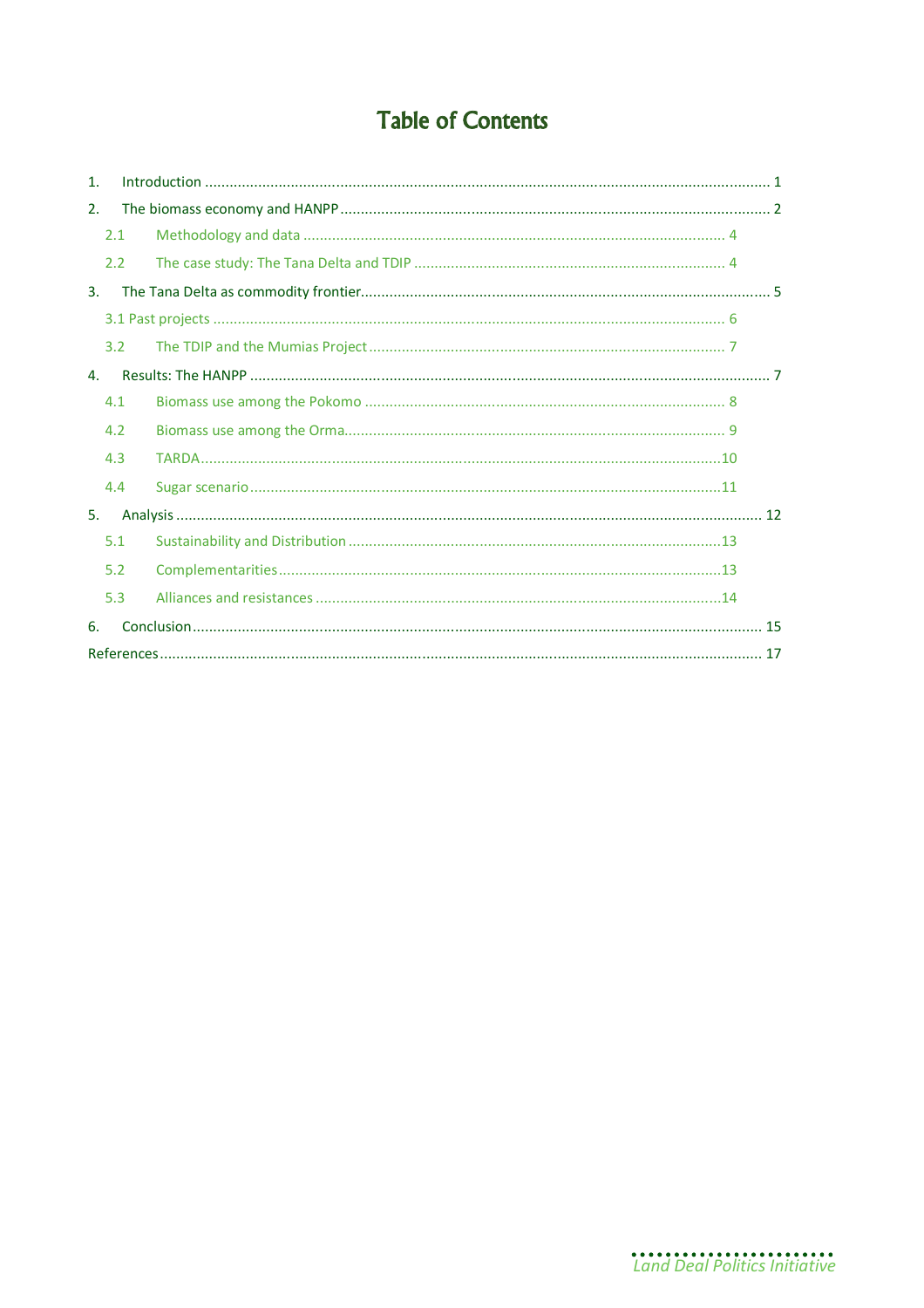# Table of Contents

1. Introduction ..... 1
2. The biomass economy and HANPP ..... 2
   - 2.1 Methodology and data ..... 4
   - 2.2 The case study: The Tana Delta and TDIP ..... 4
3. The Tana Delta as commodity frontier ..... 5
   - 3.1 Past projects ..... 6
   - 3.2 The TDIP and the Mumias Project ..... 7
4. Results: The HANPP ..... 7
   - 4.1 Biomass use among the Pokomo ..... 8
   - 4.2 Biomass use among the Orma ..... 9
   - 4.3 TARDA ..... 10
   - 4.4 Sugar scenario ..... 11
5. Analysis ..... 12
   - 5.1 Sustainability and Distribution ..... 13
   - 5.2 Complementarities ..... 13
   - 5.3 Alliances and resistances ..... 14
6. Conclusion ..... 15

References ..... 17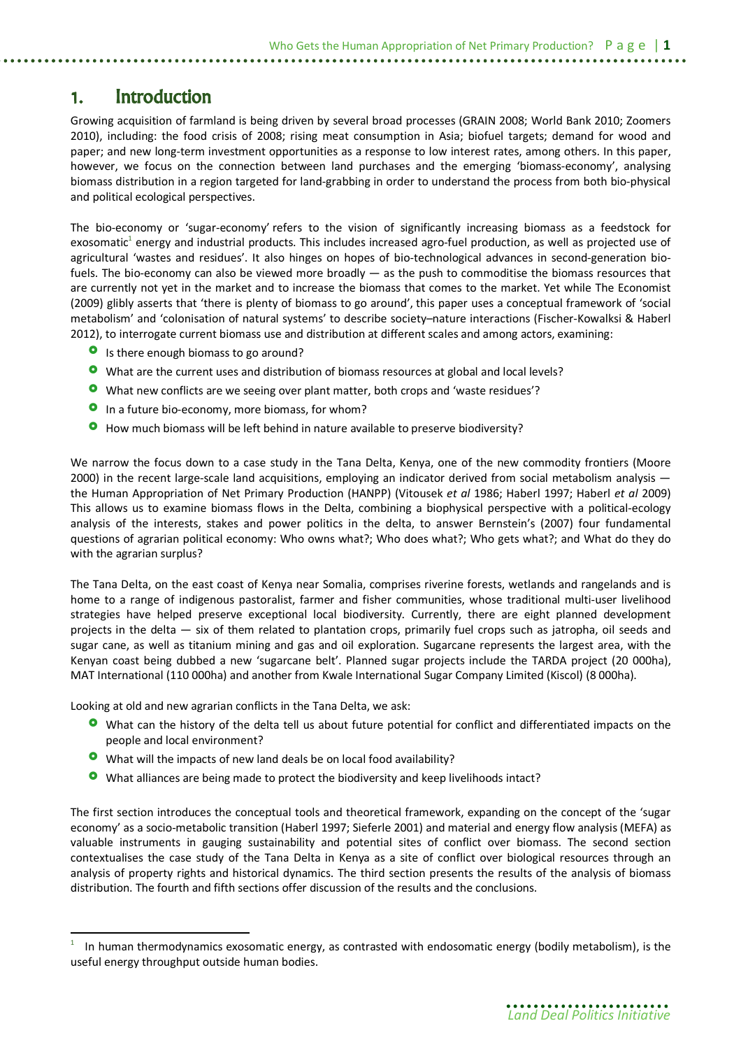# 1. Introduction

Growing acquisition of farmland is being driven by several broad processes (GRAIN 2008; World Bank 2010; Zoomers 2010), including: the food crisis of 2008; rising meat consumption in Asia; biofuel targets; demand for wood and paper; and new long-term investment opportunities as a response to low interest rates, among others. In this paper, however, we focus on the connection between land purchases and the emerging 'biomass-economy', analysing biomass distribution in a region targeted for land-grabbing in order to understand the process from both bio-physical and political ecological perspectives.

The bio-economy or 'sugar-economy' refers to the vision of significantly increasing biomass as a feedstock for exosomatic[1] energy and industrial products. This includes increased agro-fuel production, as well as projected use of agricultural 'wastes and residues'. It also hinges on hopes of bio-technological advances in second-generation bio-fuels. The bio-economy can also be viewed more broadly — as the push to commoditise the biomass resources that are currently not yet in the market and to increase the biomass that comes to the market. Yet while The Economist (2009) glibly asserts that 'there is plenty of biomass to go around', this paper uses a conceptual framework of 'social metabolism' and 'colonisation of natural systems' to describe society–nature interactions (Fischer-Kowalksi & Haberl 2012), to interrogate current biomass use and distribution at different scales and among actors, examining:

- Is there enough biomass to go around?
- What are the current uses and distribution of biomass resources at global and local levels?
- What new conflicts are we seeing over plant matter, both crops and 'waste residues'?
- In a future bio-economy, more biomass, for whom?
- How much biomass will be left behind in nature available to preserve biodiversity?

We narrow the focus down to a case study in the Tana Delta, Kenya, one of the new commodity frontiers (Moore 2000) in the recent large-scale land acquisitions, employing an indicator derived from social metabolism analysis — the Human Appropriation of Net Primary Production (HANPP) (Vitousek *et al* 1986; Haberl 1997; Haberl *et al* 2009) This allows us to examine biomass flows in the Delta, combining a biophysical perspective with a political-ecology analysis of the interests, stakes and power politics in the delta, to answer Bernstein's (2007) four fundamental questions of agrarian political economy: Who owns what?; Who does what?; Who gets what?; and What do they do with the agrarian surplus?

The Tana Delta, on the east coast of Kenya near Somalia, comprises riverine forests, wetlands and rangelands and is home to a range of indigenous pastoralist, farmer and fisher communities, whose traditional multi-user livelihood strategies have helped preserve exceptional local biodiversity. Currently, there are eight planned development projects in the delta — six of them related to plantation crops, primarily fuel crops such as jatropha, oil seeds and sugar cane, as well as titanium mining and gas and oil exploration. Sugarcane represents the largest area, with the Kenyan coast being dubbed a new 'sugarcane belt'. Planned sugar projects include the TARDA project (20 000ha), MAT International (110 000ha) and another from Kwale International Sugar Company Limited (Kiscol) (8 000ha).

Looking at old and new agrarian conflicts in the Tana Delta, we ask:

- What can the history of the delta tell us about future potential for conflict and differentiated impacts on the people and local environment?
- What will the impacts of new land deals be on local food availability?
- What alliances are being made to protect the biodiversity and keep livelihoods intact?

The first section introduces the conceptual tools and theoretical framework, expanding on the concept of the 'sugar economy' as a socio-metabolic transition (Haberl 1997; Sieferle 2001) and material and energy flow analysis (MEFA) as valuable instruments in gauging sustainability and potential sites of conflict over biomass. The second section contextualises the case study of the Tana Delta in Kenya as a site of conflict over biological resources through an analysis of property rights and historical dynamics. The third section presents the results of the analysis of biomass distribution. The fourth and fifth sections offer discussion of the results and the conclusions.

---

[1] In human thermodynamics exosomatic energy, as contrasted with endosomatic energy (bodily metabolism), is the useful energy throughput outside human bodies.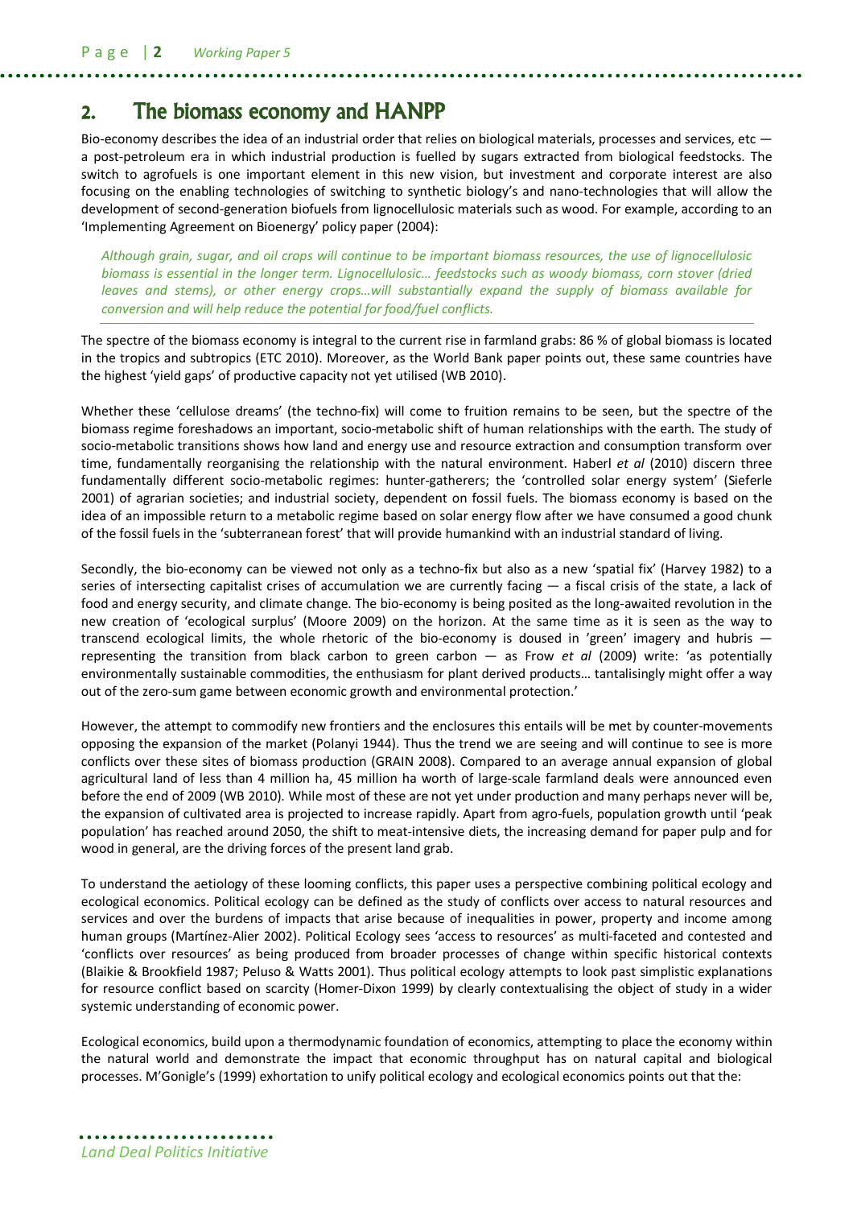## 2. The biomass economy and HANPP

Bio-economy describes the idea of an industrial order that relies on biological materials, processes and services, etc — a post-petroleum era in which industrial production is fuelled by sugars extracted from biological feedstocks. The switch to agrofuels is one important element in this new vision, but investment and corporate interest are also focusing on the enabling technologies of switching to synthetic biology's and nano-technologies that will allow the development of second-generation biofuels from lignocellulosic materials such as wood. For example, according to an 'Implementing Agreement on Bioenergy' policy paper (2004):

> *Although grain, sugar, and oil crops will continue to be important biomass resources, the use of lignocellulosic biomass is essential in the longer term. Lignocellulosic… feedstocks such as woody biomass, corn stover (dried leaves and stems), or other energy crops…will substantially expand the supply of biomass available for conversion and will help reduce the potential for food/fuel conflicts.*

The spectre of the biomass economy is integral to the current rise in farmland grabs: 86 % of global biomass is located in the tropics and subtropics (ETC 2010). Moreover, as the World Bank paper points out, these same countries have the highest 'yield gaps' of productive capacity not yet utilised (WB 2010).

Whether these 'cellulose dreams' (the techno-fix) will come to fruition remains to be seen, but the spectre of the biomass regime foreshadows an important, socio-metabolic shift of human relationships with the earth. The study of socio-metabolic transitions shows how land and energy use and resource extraction and consumption transform over time, fundamentally reorganising the relationship with the natural environment. Haberl *et al* (2010) discern three fundamentally different socio-metabolic regimes: hunter-gatherers; the 'controlled solar energy system' (Sieferle 2001) of agrarian societies; and industrial society, dependent on fossil fuels. The biomass economy is based on the idea of an impossible return to a metabolic regime based on solar energy flow after we have consumed a good chunk of the fossil fuels in the 'subterranean forest' that will provide humankind with an industrial standard of living.

Secondly, the bio-economy can be viewed not only as a techno-fix but also as a new 'spatial fix' (Harvey 1982) to a series of intersecting capitalist crises of accumulation we are currently facing — a fiscal crisis of the state, a lack of food and energy security, and climate change. The bio-economy is being posited as the long-awaited revolution in the new creation of 'ecological surplus' (Moore 2009) on the horizon. At the same time as it is seen as the way to transcend ecological limits, the whole rhetoric of the bio-economy is doused in 'green' imagery and hubris — representing the transition from black carbon to green carbon — as Frow *et al* (2009) write: 'as potentially environmentally sustainable commodities, the enthusiasm for plant derived products… tantalisingly might offer a way out of the zero-sum game between economic growth and environmental protection.'

However, the attempt to commodify new frontiers and the enclosures this entails will be met by counter-movements opposing the expansion of the market (Polanyi 1944). Thus the trend we are seeing and will continue to see is more conflicts over these sites of biomass production (GRAIN 2008). Compared to an average annual expansion of global agricultural land of less than 4 million ha, 45 million ha worth of large-scale farmland deals were announced even before the end of 2009 (WB 2010). While most of these are not yet under production and many perhaps never will be, the expansion of cultivated area is projected to increase rapidly. Apart from agro-fuels, population growth until 'peak population' has reached around 2050, the shift to meat-intensive diets, the increasing demand for paper pulp and for wood in general, are the driving forces of the present land grab.

To understand the aetiology of these looming conflicts, this paper uses a perspective combining political ecology and ecological economics. Political ecology can be defined as the study of conflicts over access to natural resources and services and over the burdens of impacts that arise because of inequalities in power, property and income among human groups (Martínez-Alier 2002). Political Ecology sees 'access to resources' as multi-faceted and contested and 'conflicts over resources' as being produced from broader processes of change within specific historical contexts (Blaikie & Brookfield 1987; Peluso & Watts 2001). Thus political ecology attempts to look past simplistic explanations for resource conflict based on scarcity (Homer-Dixon 1999) by clearly contextualising the object of study in a wider systemic understanding of economic power.

Ecological economics, build upon a thermodynamic foundation of economics, attempting to place the economy within the natural world and demonstrate the impact that economic throughput has on natural capital and biological processes. M'Gonigle's (1999) exhortation to unify political ecology and ecological economics points out that the: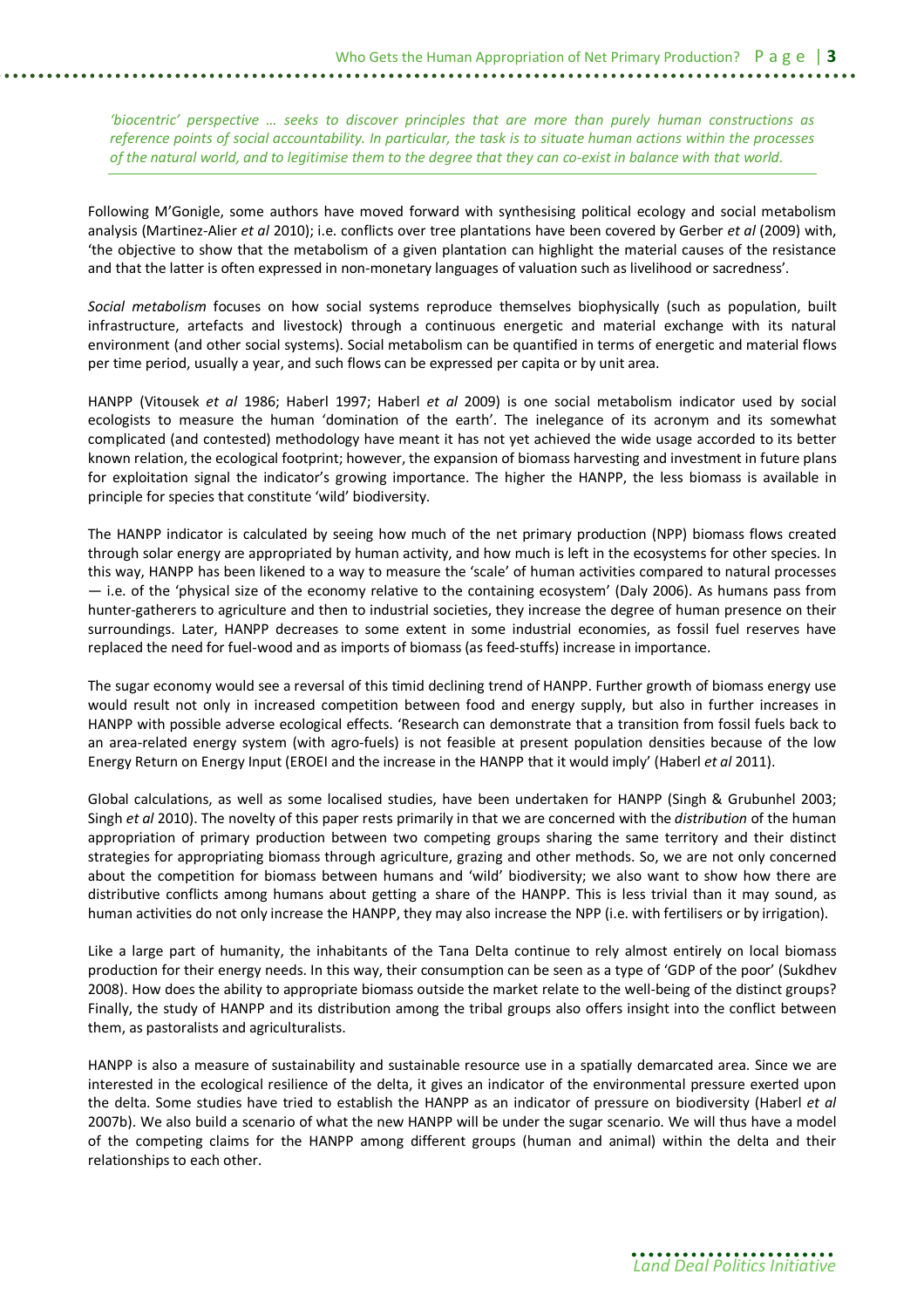*'biocentric' perspective … seeks to discover principles that are more than purely human constructions as reference points of social accountability. In particular, the task is to situate human actions within the processes of the natural world, and to legitimise them to the degree that they can co-exist in balance with that world.*

Following M'Gonigle, some authors have moved forward with synthesising political ecology and social metabolism analysis (Martinez-Alier *et al* 2010); i.e. conflicts over tree plantations have been covered by Gerber *et al* (2009) with, 'the objective to show that the metabolism of a given plantation can highlight the material causes of the resistance and that the latter is often expressed in non-monetary languages of valuation such as livelihood or sacredness'.

*Social metabolism* focuses on how social systems reproduce themselves biophysically (such as population, built infrastructure, artefacts and livestock) through a continuous energetic and material exchange with its natural environment (and other social systems). Social metabolism can be quantified in terms of energetic and material flows per time period, usually a year, and such flows can be expressed per capita or by unit area.

HANPP (Vitousek *et al* 1986; Haberl 1997; Haberl *et al* 2009) is one social metabolism indicator used by social ecologists to measure the human 'domination of the earth'. The inelegance of its acronym and its somewhat complicated (and contested) methodology have meant it has not yet achieved the wide usage accorded to its better known relation, the ecological footprint; however, the expansion of biomass harvesting and investment in future plans for exploitation signal the indicator's growing importance. The higher the HANPP, the less biomass is available in principle for species that constitute 'wild' biodiversity.

The HANPP indicator is calculated by seeing how much of the net primary production (NPP) biomass flows created through solar energy are appropriated by human activity, and how much is left in the ecosystems for other species. In this way, HANPP has been likened to a way to measure the 'scale' of human activities compared to natural processes — i.e. of the 'physical size of the economy relative to the containing ecosystem' (Daly 2006). As humans pass from hunter-gatherers to agriculture and then to industrial societies, they increase the degree of human presence on their surroundings. Later, HANPP decreases to some extent in some industrial economies, as fossil fuel reserves have replaced the need for fuel-wood and as imports of biomass (as feed-stuffs) increase in importance.

The sugar economy would see a reversal of this timid declining trend of HANPP. Further growth of biomass energy use would result not only in increased competition between food and energy supply, but also in further increases in HANPP with possible adverse ecological effects. 'Research can demonstrate that a transition from fossil fuels back to an area-related energy system (with agro-fuels) is not feasible at present population densities because of the low Energy Return on Energy Input (EROEI and the increase in the HANPP that it would imply' (Haberl *et al* 2011).

Global calculations, as well as some localised studies, have been undertaken for HANPP (Singh & Grubunhel 2003; Singh *et al* 2010). The novelty of this paper rests primarily in that we are concerned with the *distribution* of the human appropriation of primary production between two competing groups sharing the same territory and their distinct strategies for appropriating biomass through agriculture, grazing and other methods. So, we are not only concerned about the competition for biomass between humans and 'wild' biodiversity; we also want to show how there are distributive conflicts among humans about getting a share of the HANPP. This is less trivial than it may sound, as human activities do not only increase the HANPP, they may also increase the NPP (i.e. with fertilisers or by irrigation).

Like a large part of humanity, the inhabitants of the Tana Delta continue to rely almost entirely on local biomass production for their energy needs. In this way, their consumption can be seen as a type of 'GDP of the poor' (Sukhdev 2008). How does the ability to appropriate biomass outside the market relate to the well-being of the distinct groups? Finally, the study of HANPP and its distribution among the tribal groups also offers insight into the conflict between them, as pastoralists and agriculturalists.

HANPP is also a measure of sustainability and sustainable resource use in a spatially demarcated area. Since we are interested in the ecological resilience of the delta, it gives an indicator of the environmental pressure exerted upon the delta. Some studies have tried to establish the HANPP as an indicator of pressure on biodiversity (Haberl *et al* 2007b). We also build a scenario of what the new HANPP will be under the sugar scenario. We will thus have a model of the competing claims for the HANPP among different groups (human and animal) within the delta and their relationships to each other.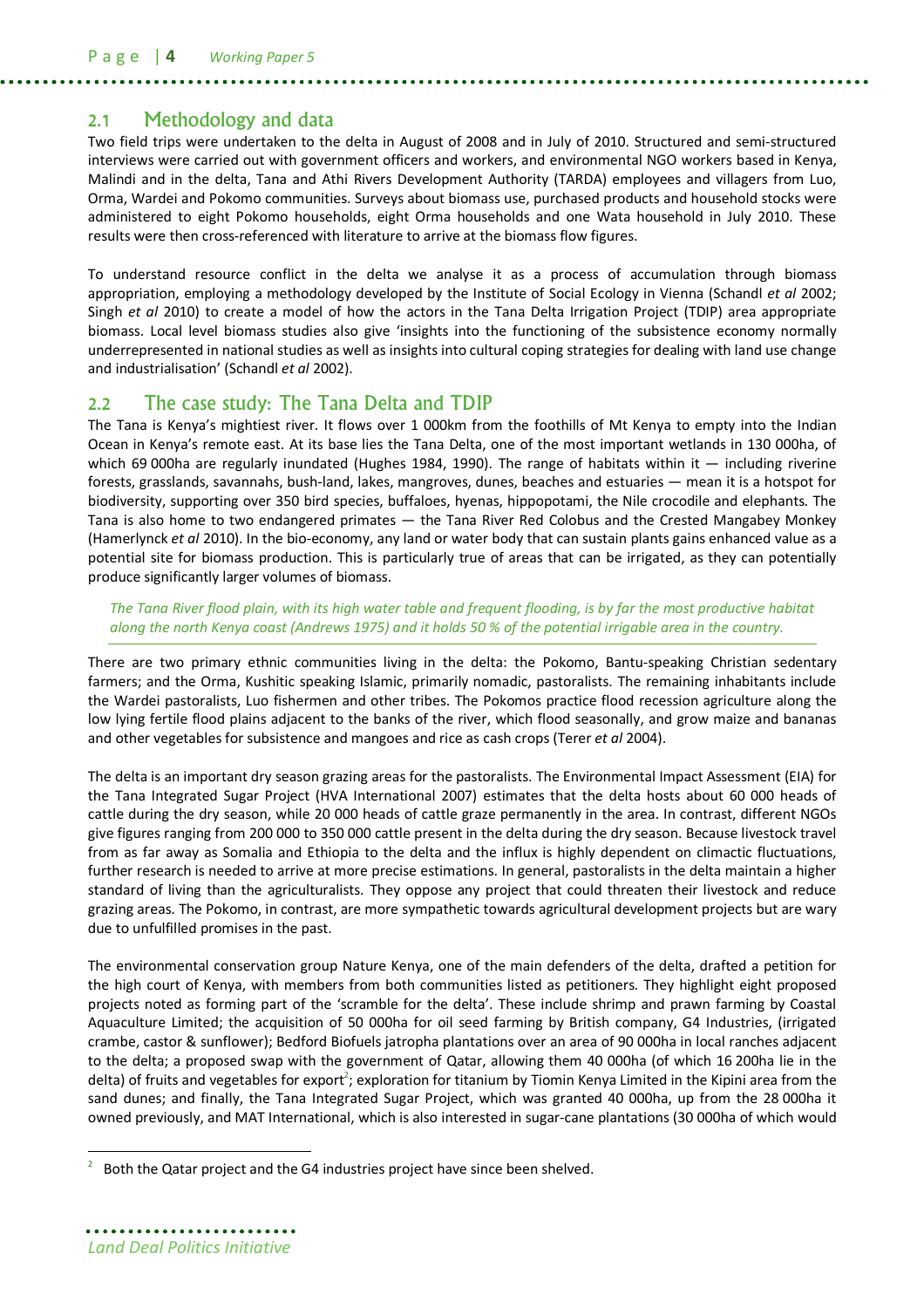## 2.1 Methodology and data

Two field trips were undertaken to the delta in August of 2008 and in July of 2010. Structured and semi-structured interviews were carried out with government officers and workers, and environmental NGO workers based in Kenya, Malindi and in the delta, Tana and Athi Rivers Development Authority (TARDA) employees and villagers from Luo, Orma, Wardei and Pokomo communities. Surveys about biomass use, purchased products and household stocks were administered to eight Pokomo households, eight Orma households and one Wata household in July 2010. These results were then cross-referenced with literature to arrive at the biomass flow figures.

To understand resource conflict in the delta we analyse it as a process of accumulation through biomass appropriation, employing a methodology developed by the Institute of Social Ecology in Vienna (Schandl *et al* 2002; Singh *et al* 2010) to create a model of how the actors in the Tana Delta Irrigation Project (TDIP) area appropriate biomass. Local level biomass studies also give 'insights into the functioning of the subsistence economy normally underrepresented in national studies as well as insights into cultural coping strategies for dealing with land use change and industrialisation' (Schandl *et al* 2002).

## 2.2 The case study: The Tana Delta and TDIP

The Tana is Kenya's mightiest river. It flows over 1 000km from the foothills of Mt Kenya to empty into the Indian Ocean in Kenya's remote east. At its base lies the Tana Delta, one of the most important wetlands in 130 000ha, of which 69 000ha are regularly inundated (Hughes 1984, 1990). The range of habitats within it — including riverine forests, grasslands, savannahs, bush-land, lakes, mangroves, dunes, beaches and estuaries — mean it is a hotspot for biodiversity, supporting over 350 bird species, buffaloes, hyenas, hippopotami, the Nile crocodile and elephants. The Tana is also home to two endangered primates — the Tana River Red Colobus and the Crested Mangabey Monkey (Hamerlynck *et al* 2010). In the bio-economy, any land or water body that can sustain plants gains enhanced value as a potential site for biomass production. This is particularly true of areas that can be irrigated, as they can potentially produce significantly larger volumes of biomass.

> *The Tana River flood plain, with its high water table and frequent flooding, is by far the most productive habitat along the north Kenya coast (Andrews 1975) and it holds 50 % of the potential irrigable area in the country.*

There are two primary ethnic communities living in the delta: the Pokomo, Bantu-speaking Christian sedentary farmers; and the Orma, Kushitic speaking Islamic, primarily nomadic, pastoralists. The remaining inhabitants include the Wardei pastoralists, Luo fishermen and other tribes. The Pokomos practice flood recession agriculture along the low lying fertile flood plains adjacent to the banks of the river, which flood seasonally, and grow maize and bananas and other vegetables for subsistence and mangoes and rice as cash crops (Terer *et al* 2004).

The delta is an important dry season grazing areas for the pastoralists. The Environmental Impact Assessment (EIA) for the Tana Integrated Sugar Project (HVA International 2007) estimates that the delta hosts about 60 000 heads of cattle during the dry season, while 20 000 heads of cattle graze permanently in the area. In contrast, different NGOs give figures ranging from 200 000 to 350 000 cattle present in the delta during the dry season. Because livestock travel from as far away as Somalia and Ethiopia to the delta and the influx is highly dependent on climactic fluctuations, further research is needed to arrive at more precise estimations. In general, pastoralists in the delta maintain a higher standard of living than the agriculturalists. They oppose any project that could threaten their livestock and reduce grazing areas. The Pokomo, in contrast, are more sympathetic towards agricultural development projects but are wary due to unfulfilled promises in the past.

The environmental conservation group Nature Kenya, one of the main defenders of the delta, drafted a petition for the high court of Kenya, with members from both communities listed as petitioners. They highlight eight proposed projects noted as forming part of the 'scramble for the delta'. These include shrimp and prawn farming by Coastal Aquaculture Limited; the acquisition of 50 000ha for oil seed farming by British company, G4 Industries, (irrigated crambe, castor & sunflower); Bedford Biofuels jatropha plantations over an area of 90 000ha in local ranches adjacent to the delta; a proposed swap with the government of Qatar, allowing them 40 000ha (of which 16 200ha lie in the delta) of fruits and vegetables for export[2]; exploration for titanium by Tiomin Kenya Limited in the Kipini area from the sand dunes; and finally, the Tana Integrated Sugar Project, which was granted 40 000ha, up from the 28 000ha it owned previously, and MAT International, which is also interested in sugar-cane plantations (30 000ha of which would

[2] Both the Qatar project and the G4 industries project have since been shelved.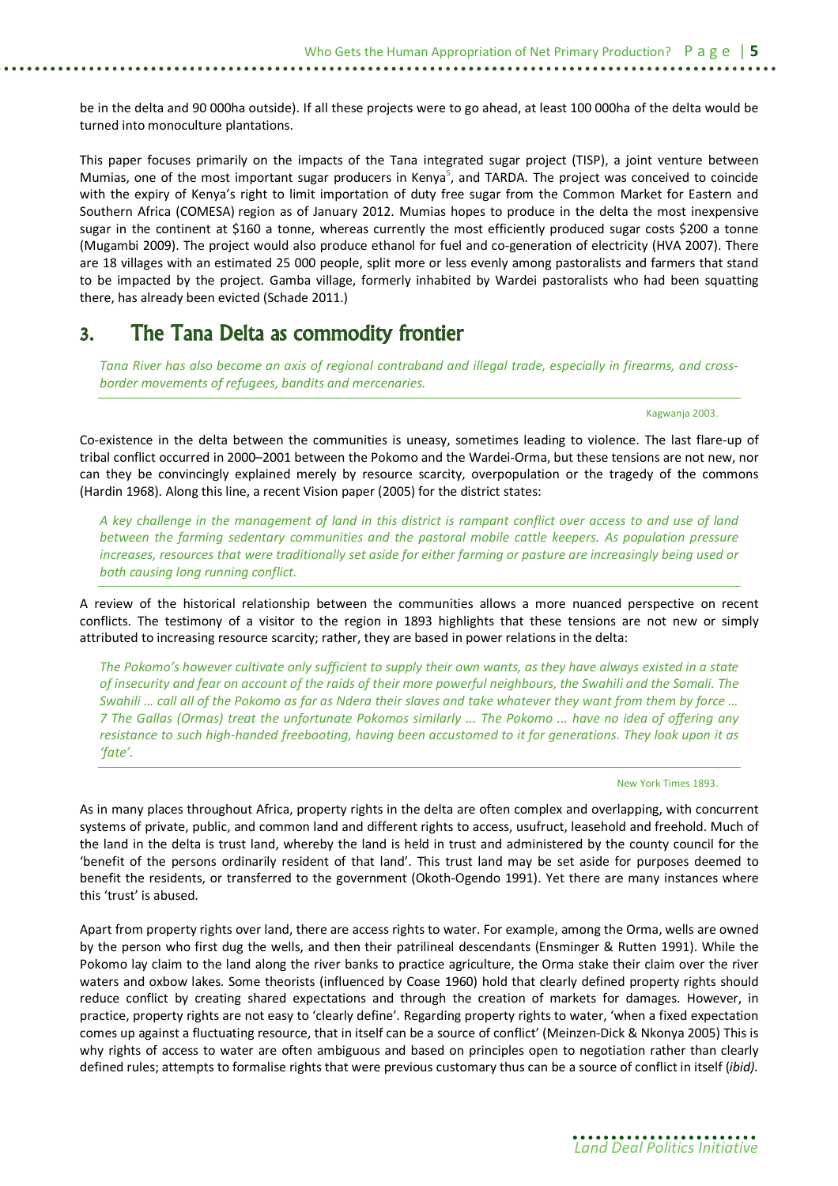be in the delta and 90 000ha outside). If all these projects were to go ahead, at least 100 000ha of the delta would be turned into monoculture plantations.

This paper focuses primarily on the impacts of the Tana integrated sugar project (TISP), a joint venture between Mumias, one of the most important sugar producers in Kenya[5], and TARDA. The project was conceived to coincide with the expiry of Kenya's right to limit importation of duty free sugar from the Common Market for Eastern and Southern Africa (COMESA) region as of January 2012. Mumias hopes to produce in the delta the most inexpensive sugar in the continent at \$160 a tonne, whereas currently the most efficiently produced sugar costs \$200 a tonne (Mugambi 2009). The project would also produce ethanol for fuel and co-generation of electricity (HVA 2007). There are 18 villages with an estimated 25 000 people, split more or less evenly among pastoralists and farmers that stand to be impacted by the project. Gamba village, formerly inhabited by Wardei pastoralists who had been squatting there, has already been evicted (Schade 2011.)

## 3. The Tana Delta as commodity frontier

> *Tana River has also become an axis of regional contraband and illegal trade, especially in firearms, and cross-border movements of refugees, bandits and mercenaries.*
>
> Kagwanja 2003.

Co-existence in the delta between the communities is uneasy, sometimes leading to violence. The last flare-up of tribal conflict occurred in 2000–2001 between the Pokomo and the Wardei-Orma, but these tensions are not new, nor can they be convincingly explained merely by resource scarcity, overpopulation or the tragedy of the commons (Hardin 1968). Along this line, a recent Vision paper (2005) for the district states:

> *A key challenge in the management of land in this district is rampant conflict over access to and use of land between the farming sedentary communities and the pastoral mobile cattle keepers. As population pressure increases, resources that were traditionally set aside for either farming or pasture are increasingly being used or both causing long running conflict.*

A review of the historical relationship between the communities allows a more nuanced perspective on recent conflicts. The testimony of a visitor to the region in 1893 highlights that these tensions are not new or simply attributed to increasing resource scarcity; rather, they are based in power relations in the delta:

> *The Pokomo's however cultivate only sufficient to supply their own wants, as they have always existed in a state of insecurity and fear on account of the raids of their more powerful neighbours, the Swahili and the Somali. The Swahili … call all of the Pokomo as far as Ndera their slaves and take whatever they want from them by force … 7 The Gallas (Ormas) treat the unfortunate Pokomos similarly ... The Pokomo ... have no idea of offering any resistance to such high-handed freebooting, having been accustomed to it for generations. They look upon it as 'fate'.*
>
> New York Times 1893.

As in many places throughout Africa, property rights in the delta are often complex and overlapping, with concurrent systems of private, public, and common land and different rights to access, usufruct, leasehold and freehold. Much of the land in the delta is trust land, whereby the land is held in trust and administered by the county council for the 'benefit of the persons ordinarily resident of that land'. This trust land may be set aside for purposes deemed to benefit the residents, or transferred to the government (Okoth-Ogendo 1991). Yet there are many instances where this 'trust' is abused.

Apart from property rights over land, there are access rights to water. For example, among the Orma, wells are owned by the person who first dug the wells, and then their patrilineal descendants (Ensminger & Rutten 1991). While the Pokomo lay claim to the land along the river banks to practice agriculture, the Orma stake their claim over the river waters and oxbow lakes. Some theorists (influenced by Coase 1960) hold that clearly defined property rights should reduce conflict by creating shared expectations and through the creation of markets for damages. However, in practice, property rights are not easy to 'clearly define'. Regarding property rights to water, 'when a fixed expectation comes up against a fluctuating resource, that in itself can be a source of conflict' (Meinzen-Dick & Nkonya 2005) This is why rights of access to water are often ambiguous and based on principles open to negotiation rather than clearly defined rules; attempts to formalise rights that were previous customary thus can be a source of conflict in itself (*ibid)*.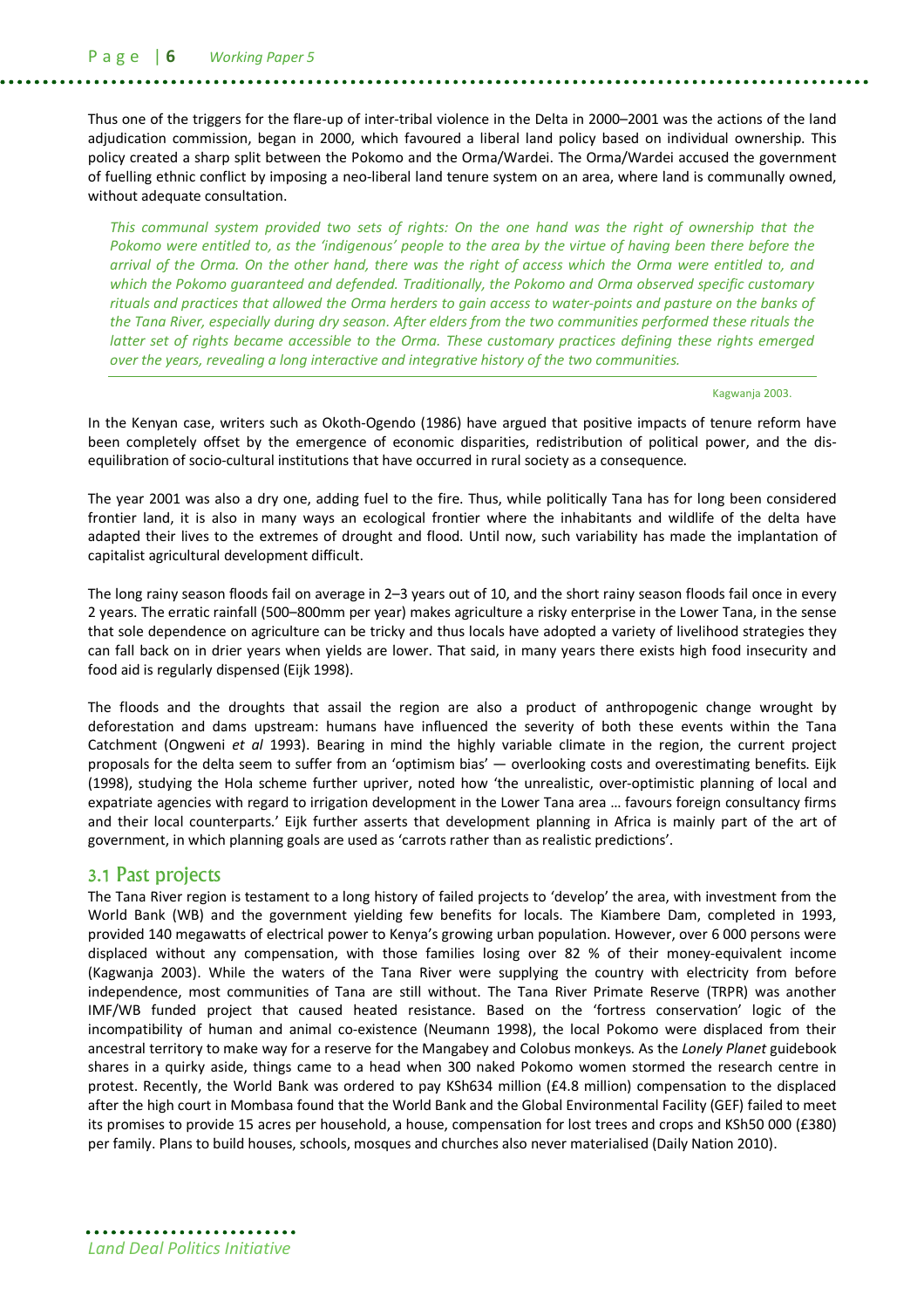Thus one of the triggers for the flare-up of inter-tribal violence in the Delta in 2000–2001 was the actions of the land adjudication commission, began in 2000, which favoured a liberal land policy based on individual ownership. This policy created a sharp split between the Pokomo and the Orma/Wardei. The Orma/Wardei accused the government of fuelling ethnic conflict by imposing a neo-liberal land tenure system on an area, where land is communally owned, without adequate consultation.

> *This communal system provided two sets of rights: On the one hand was the right of ownership that the Pokomo were entitled to, as the 'indigenous' people to the area by the virtue of having been there before the arrival of the Orma. On the other hand, there was the right of access which the Orma were entitled to, and which the Pokomo guaranteed and defended. Traditionally, the Pokomo and Orma observed specific customary rituals and practices that allowed the Orma herders to gain access to water-points and pasture on the banks of the Tana River, especially during dry season. After elders from the two communities performed these rituals the latter set of rights became accessible to the Orma. These customary practices defining these rights emerged over the years, revealing a long interactive and integrative history of the two communities.*
>
> Kagwanja 2003.

In the Kenyan case, writers such as Okoth-Ogendo (1986) have argued that positive impacts of tenure reform have been completely offset by the emergence of economic disparities, redistribution of political power, and the dis-equilibration of socio-cultural institutions that have occurred in rural society as a consequence.

The year 2001 was also a dry one, adding fuel to the fire. Thus, while politically Tana has for long been considered frontier land, it is also in many ways an ecological frontier where the inhabitants and wildlife of the delta have adapted their lives to the extremes of drought and flood. Until now, such variability has made the implantation of capitalist agricultural development difficult.

The long rainy season floods fail on average in 2–3 years out of 10, and the short rainy season floods fail once in every 2 years. The erratic rainfall (500–800mm per year) makes agriculture a risky enterprise in the Lower Tana, in the sense that sole dependence on agriculture can be tricky and thus locals have adopted a variety of livelihood strategies they can fall back on in drier years when yields are lower. That said, in many years there exists high food insecurity and food aid is regularly dispensed (Eijk 1998).

The floods and the droughts that assail the region are also a product of anthropogenic change wrought by deforestation and dams upstream: humans have influenced the severity of both these events within the Tana Catchment (Ongweni *et al* 1993). Bearing in mind the highly variable climate in the region, the current project proposals for the delta seem to suffer from an 'optimism bias' — overlooking costs and overestimating benefits. Eijk (1998), studying the Hola scheme further upriver, noted how 'the unrealistic, over-optimistic planning of local and expatriate agencies with regard to irrigation development in the Lower Tana area … favours foreign consultancy firms and their local counterparts.' Eijk further asserts that development planning in Africa is mainly part of the art of government, in which planning goals are used as 'carrots rather than as realistic predictions'.

## 3.1 Past projects

The Tana River region is testament to a long history of failed projects to 'develop' the area, with investment from the World Bank (WB) and the government yielding few benefits for locals. The Kiambere Dam, completed in 1993, provided 140 megawatts of electrical power to Kenya's growing urban population. However, over 6 000 persons were displaced without any compensation, with those families losing over 82 % of their money-equivalent income (Kagwanja 2003). While the waters of the Tana River were supplying the country with electricity from before independence, most communities of Tana are still without. The Tana River Primate Reserve (TRPR) was another IMF/WB funded project that caused heated resistance. Based on the 'fortress conservation' logic of the incompatibility of human and animal co-existence (Neumann 1998), the local Pokomo were displaced from their ancestral territory to make way for a reserve for the Mangabey and Colobus monkeys. As the *Lonely Planet* guidebook shares in a quirky aside, things came to a head when 300 naked Pokomo women stormed the research centre in protest. Recently, the World Bank was ordered to pay KSh634 million (£4.8 million) compensation to the displaced after the high court in Mombasa found that the World Bank and the Global Environmental Facility (GEF) failed to meet its promises to provide 15 acres per household, a house, compensation for lost trees and crops and KSh50 000 (£380) per family. Plans to build houses, schools, mosques and churches also never materialised (Daily Nation 2010).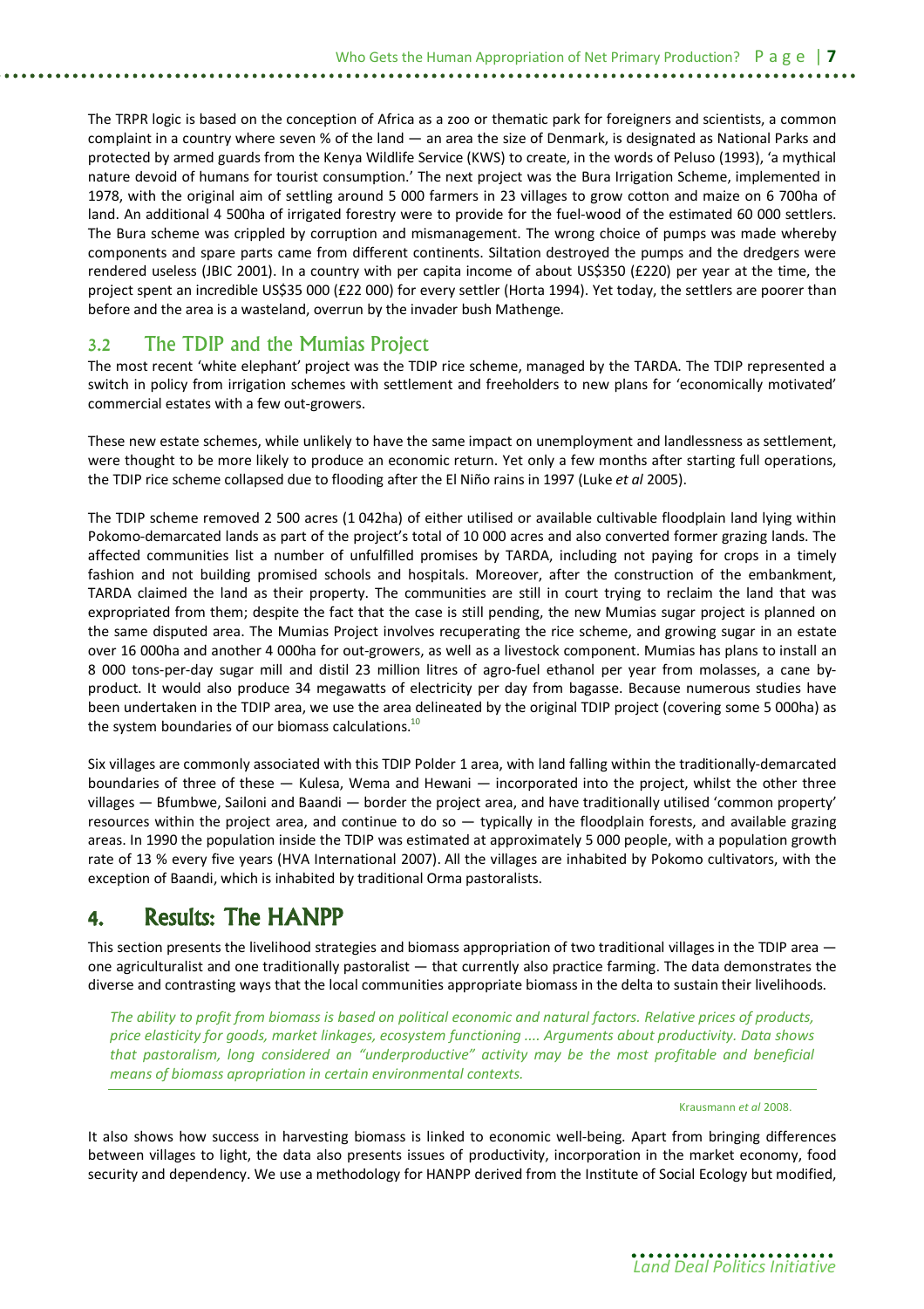The TRPR logic is based on the conception of Africa as a zoo or thematic park for foreigners and scientists, a common complaint in a country where seven % of the land — an area the size of Denmark, is designated as National Parks and protected by armed guards from the Kenya Wildlife Service (KWS) to create, in the words of Peluso (1993), 'a mythical nature devoid of humans for tourist consumption.' The next project was the Bura Irrigation Scheme, implemented in 1978, with the original aim of settling around 5 000 farmers in 23 villages to grow cotton and maize on 6 700ha of land. An additional 4 500ha of irrigated forestry were to provide for the fuel-wood of the estimated 60 000 settlers. The Bura scheme was crippled by corruption and mismanagement. The wrong choice of pumps was made whereby components and spare parts came from different continents. Siltation destroyed the pumps and the dredgers were rendered useless (JBIC 2001). In a country with per capita income of about US$350 (£220) per year at the time, the project spent an incredible US$35 000 (£22 000) for every settler (Horta 1994). Yet today, the settlers are poorer than before and the area is a wasteland, overrun by the invader bush Mathenge.

## 3.2 The TDIP and the Mumias Project

The most recent 'white elephant' project was the TDIP rice scheme, managed by the TARDA. The TDIP represented a switch in policy from irrigation schemes with settlement and freeholders to new plans for 'economically motivated' commercial estates with a few out-growers.

These new estate schemes, while unlikely to have the same impact on unemployment and landlessness as settlement, were thought to be more likely to produce an economic return. Yet only a few months after starting full operations, the TDIP rice scheme collapsed due to flooding after the El Niño rains in 1997 (Luke *et al* 2005).

The TDIP scheme removed 2 500 acres (1 042ha) of either utilised or available cultivable floodplain land lying within Pokomo-demarcated lands as part of the project's total of 10 000 acres and also converted former grazing lands. The affected communities list a number of unfulfilled promises by TARDA, including not paying for crops in a timely fashion and not building promised schools and hospitals. Moreover, after the construction of the embankment, TARDA claimed the land as their property. The communities are still in court trying to reclaim the land that was expropriated from them; despite the fact that the case is still pending, the new Mumias sugar project is planned on the same disputed area. The Mumias Project involves recuperating the rice scheme, and growing sugar in an estate over 16 000ha and another 4 000ha for out-growers, as well as a livestock component. Mumias has plans to install an 8 000 tons-per-day sugar mill and distil 23 million litres of agro-fuel ethanol per year from molasses, a cane by-product. It would also produce 34 megawatts of electricity per day from bagasse. Because numerous studies have been undertaken in the TDIP area, we use the area delineated by the original TDIP project (covering some 5 000ha) as the system boundaries of our biomass calculations.[10]

Six villages are commonly associated with this TDIP Polder 1 area, with land falling within the traditionally-demarcated boundaries of three of these — Kulesa, Wema and Hewani — incorporated into the project, whilst the other three villages — Bfumbwe, Sailoni and Baandi — border the project area, and have traditionally utilised 'common property' resources within the project area, and continue to do so — typically in the floodplain forests, and available grazing areas. In 1990 the population inside the TDIP was estimated at approximately 5 000 people, with a population growth rate of 13 % every five years (HVA International 2007). All the villages are inhabited by Pokomo cultivators, with the exception of Baandi, which is inhabited by traditional Orma pastoralists.

# 4. Results: The HANPP

This section presents the livelihood strategies and biomass appropriation of two traditional villages in the TDIP area — one agriculturalist and one traditionally pastoralist — that currently also practice farming. The data demonstrates the diverse and contrasting ways that the local communities appropriate biomass in the delta to sustain their livelihoods.

> *The ability to profit from biomass is based on political economic and natural factors. Relative prices of products, price elasticity for goods, market linkages, ecosystem functioning .... Arguments about productivity. Data shows that pastoralism, long considered an "underproductive" activity may be the most profitable and beneficial means of biomass apropriation in certain environmental contexts.*
>
> Krausmann *et al* 2008.

It also shows how success in harvesting biomass is linked to economic well-being. Apart from bringing differences between villages to light, the data also presents issues of productivity, incorporation in the market economy, food security and dependency. We use a methodology for HANPP derived from the Institute of Social Ecology but modified,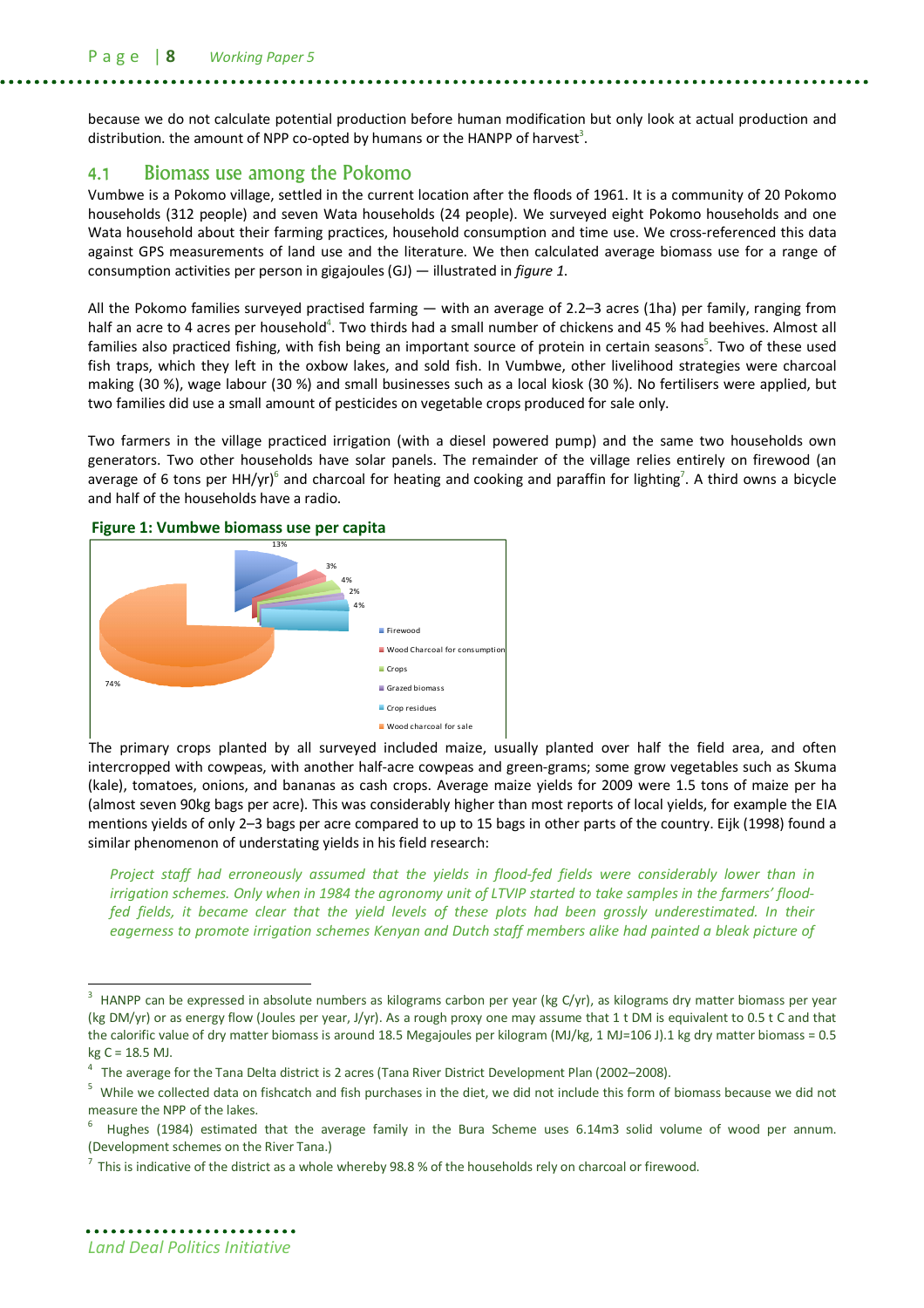because we do not calculate potential production before human modification but only look at actual production and distribution. the amount of NPP co-opted by humans or the HANPP of harvest[3].

## 4.1 Biomass use among the Pokomo

Vumbwe is a Pokomo village, settled in the current location after the floods of 1961. It is a community of 20 Pokomo households (312 people) and seven Wata households (24 people). We surveyed eight Pokomo households and one Wata household about their farming practices, household consumption and time use. We cross-referenced this data against GPS measurements of land use and the literature. We then calculated average biomass use for a range of consumption activities per person in gigajoules (GJ) — illustrated in *figure 1*.

All the Pokomo families surveyed practised farming — with an average of 2.2–3 acres (1ha) per family, ranging from half an acre to 4 acres per household[4]. Two thirds had a small number of chickens and 45 % had beehives. Almost all families also practiced fishing, with fish being an important source of protein in certain seasons[5]. Two of these used fish traps, which they left in the oxbow lakes, and sold fish. In Vumbwe, other livelihood strategies were charcoal making (30 %), wage labour (30 %) and small businesses such as a local kiosk (30 %). No fertilisers were applied, but two families did use a small amount of pesticides on vegetable crops produced for sale only.

Two farmers in the village practiced irrigation (with a diesel powered pump) and the same two households own generators. Two other households have solar panels. The remainder of the village relies entirely on firewood (an average of 6 tons per HH/yr)[6] and charcoal for heating and cooking and paraffin for lighting[7]. A third owns a bicycle and half of the households have a radio.

**Figure 1: Vumbwe biomass use per capita**

| Category | Share |
|---|---|
| Firewood | 13% |
| Wood Charcoal for consumption | 3% |
| Crops | 4% |
| Grazed biomass | 2% |
| Crop residues | 4% |
| Wood charcoal for sale | 74% |

The primary crops planted by all surveyed included maize, usually planted over half the field area, and often intercropped with cowpeas, with another half-acre cowpeas and green-grams; some grow vegetables such as Skuma (kale), tomatoes, onions, and bananas as cash crops. Average maize yields for 2009 were 1.5 tons of maize per ha (almost seven 90kg bags per acre). This was considerably higher than most reports of local yields, for example the EIA mentions yields of only 2–3 bags per acre compared to up to 15 bags in other parts of the country. Eijk (1998) found a similar phenomenon of understating yields in his field research:

> *Project staff had erroneously assumed that the yields in flood-fed fields were considerably lower than in irrigation schemes. Only when in 1984 the agronomy unit of LTVIP started to take samples in the farmers' flood-fed fields, it became clear that the yield levels of these plots had been grossly underestimated. In their eagerness to promote irrigation schemes Kenyan and Dutch staff members alike had painted a bleak picture of*

---

[3] HANPP can be expressed in absolute numbers as kilograms carbon per year (kg C/yr), as kilograms dry matter biomass per year (kg DM/yr) or as energy flow (Joules per year, J/yr). As a rough proxy one may assume that 1 t DM is equivalent to 0.5 t C and that the calorific value of dry matter biomass is around 18.5 Megajoules per kilogram (MJ/kg, 1 MJ=106 J).1 kg dry matter biomass = 0.5 kg C = 18.5 MJ.

[4] The average for the Tana Delta district is 2 acres (Tana River District Development Plan (2002–2008).

[5] While we collected data on fishcatch and fish purchases in the diet, we did not include this form of biomass because we did not measure the NPP of the lakes.

[6] Hughes (1984) estimated that the average family in the Bura Scheme uses 6.14m3 solid volume of wood per annum. (Development schemes on the River Tana.)

[7] This is indicative of the district as a whole whereby 98.8 % of the households rely on charcoal or firewood.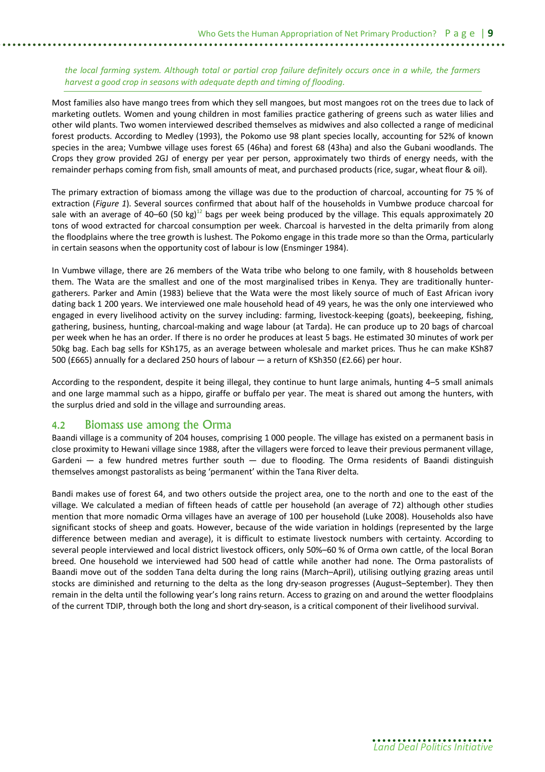*the local farming system. Although total or partial crop failure definitely occurs once in a while, the farmers harvest a good crop in seasons with adequate depth and timing of flooding.*

Most families also have mango trees from which they sell mangoes, but most mangoes rot on the trees due to lack of marketing outlets. Women and young children in most families practice gathering of greens such as water lilies and other wild plants. Two women interviewed described themselves as midwives and also collected a range of medicinal forest products. According to Medley (1993), the Pokomo use 98 plant species locally, accounting for 52% of known species in the area; Vumbwe village uses forest 65 (46ha) and forest 68 (43ha) and also the Gubani woodlands. The Crops they grow provided 2GJ of energy per year per person, approximately two thirds of energy needs, with the remainder perhaps coming from fish, small amounts of meat, and purchased products (rice, sugar, wheat flour & oil).

The primary extraction of biomass among the village was due to the production of charcoal, accounting for 75 % of extraction (*Figure 1*). Several sources confirmed that about half of the households in Vumbwe produce charcoal for sale with an average of 40–60 (50 kg)[12] bags per week being produced by the village. This equals approximately 20 tons of wood extracted for charcoal consumption per week. Charcoal is harvested in the delta primarily from along the floodplains where the tree growth is lushest. The Pokomo engage in this trade more so than the Orma, particularly in certain seasons when the opportunity cost of labour is low (Ensminger 1984).

In Vumbwe village, there are 26 members of the Wata tribe who belong to one family, with 8 households between them. The Wata are the smallest and one of the most marginalised tribes in Kenya. They are traditionally hunter-gatherers. Parker and Amin (1983) believe that the Wata were the most likely source of much of East African ivory dating back 1 200 years. We interviewed one male household head of 49 years, he was the only one interviewed who engaged in every livelihood activity on the survey including: farming, livestock-keeping (goats), beekeeping, fishing, gathering, business, hunting, charcoal-making and wage labour (at Tarda). He can produce up to 20 bags of charcoal per week when he has an order. If there is no order he produces at least 5 bags. He estimated 30 minutes of work per 50kg bag. Each bag sells for KSh175, as an average between wholesale and market prices. Thus he can make KSh87 500 (£665) annually for a declared 250 hours of labour — a return of KSh350 (£2.66) per hour.

According to the respondent, despite it being illegal, they continue to hunt large animals, hunting 4–5 small animals and one large mammal such as a hippo, giraffe or buffalo per year. The meat is shared out among the hunters, with the surplus dried and sold in the village and surrounding areas.

## 4.2 Biomass use among the Orma

Baandi village is a community of 204 houses, comprising 1 000 people. The village has existed on a permanent basis in close proximity to Hewani village since 1988, after the villagers were forced to leave their previous permanent village, Gardeni — a few hundred metres further south — due to flooding. The Orma residents of Baandi distinguish themselves amongst pastoralists as being 'permanent' within the Tana River delta.

Bandi makes use of forest 64, and two others outside the project area, one to the north and one to the east of the village. We calculated a median of fifteen heads of cattle per household (an average of 72) although other studies mention that more nomadic Orma villages have an average of 100 per household (Luke 2008). Households also have significant stocks of sheep and goats. However, because of the wide variation in holdings (represented by the large difference between median and average), it is difficult to estimate livestock numbers with certainty. According to several people interviewed and local district livestock officers, only 50%–60 % of Orma own cattle, of the local Boran breed. One household we interviewed had 500 head of cattle while another had none. The Orma pastoralists of Baandi move out of the sodden Tana delta during the long rains (March–April), utilising outlying grazing areas until stocks are diminished and returning to the delta as the long dry-season progresses (August–September). They then remain in the delta until the following year's long rains return. Access to grazing on and around the wetter floodplains of the current TDIP, through both the long and short dry-season, is a critical component of their livelihood survival.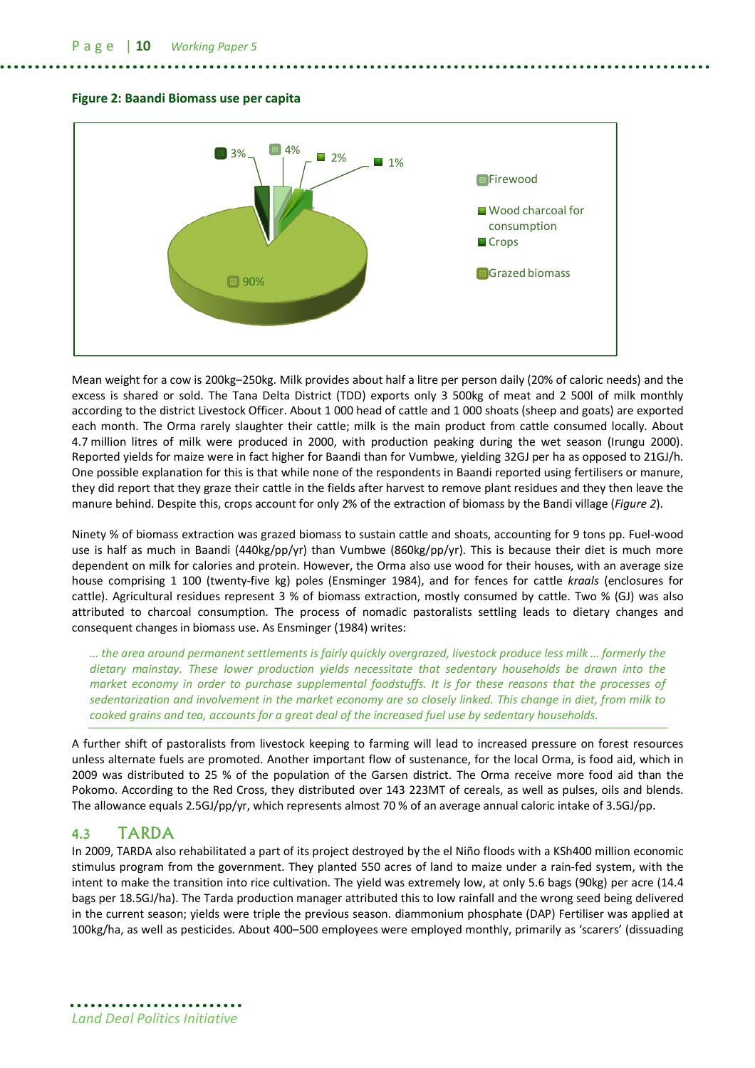**Figure 2: Baandi Biomass use per capita**

Mean weight for a cow is 200kg–250kg. Milk provides about half a litre per person daily (20% of caloric needs) and the excess is shared or sold. The Tana Delta District (TDD) exports only 3 500kg of meat and 2 500l of milk monthly according to the district Livestock Officer. About 1 000 head of cattle and 1 000 shoats (sheep and goats) are exported each month. The Orma rarely slaughter their cattle; milk is the main product from cattle consumed locally. About 4.7 million litres of milk were produced in 2000, with production peaking during the wet season (Irungu 2000). Reported yields for maize were in fact higher for Baandi than for Vumbwe, yielding 32GJ per ha as opposed to 21GJ/h. One possible explanation for this is that while none of the respondents in Baandi reported using fertilisers or manure, they did report that they graze their cattle in the fields after harvest to remove plant residues and they then leave the manure behind. Despite this, crops account for only 2% of the extraction of biomass by the Bandi village (*Figure 2*).

Ninety % of biomass extraction was grazed biomass to sustain cattle and shoats, accounting for 9 tons pp. Fuel-wood use is half as much in Baandi (440kg/pp/yr) than Vumbwe (860kg/pp/yr). This is because their diet is much more dependent on milk for calories and protein. However, the Orma also use wood for their houses, with an average size house comprising 1 100 (twenty-five kg) poles (Ensminger 1984), and for fences for cattle *kraals* (enclosures for cattle). Agricultural residues represent 3 % of biomass extraction, mostly consumed by cattle. Two % (GJ) was also attributed to charcoal consumption. The process of nomadic pastoralists settling leads to dietary changes and consequent changes in biomass use. As Ensminger (1984) writes:

> *… the area around permanent settlements is fairly quickly overgrazed, livestock produce less milk … formerly the dietary mainstay. These lower production yields necessitate that sedentary households be drawn into the market economy in order to purchase supplemental foodstuffs. It is for these reasons that the processes of sedentarization and involvement in the market economy are so closely linked. This change in diet, from milk to cooked grains and tea, accounts for a great deal of the increased fuel use by sedentary households.*

A further shift of pastoralists from livestock keeping to farming will lead to increased pressure on forest resources unless alternate fuels are promoted. Another important flow of sustenance, for the local Orma, is food aid, which in 2009 was distributed to 25 % of the population of the Garsen district. The Orma receive more food aid than the Pokomo. According to the Red Cross, they distributed over 143 223MT of cereals, as well as pulses, oils and blends. The allowance equals 2.5GJ/pp/yr, which represents almost 70 % of an average annual caloric intake of 3.5GJ/pp.

## 4.3 TARDA

In 2009, TARDA also rehabilitated a part of its project destroyed by the el Niño floods with a KSh400 million economic stimulus program from the government. They planted 550 acres of land to maize under a rain-fed system, with the intent to make the transition into rice cultivation. The yield was extremely low, at only 5.6 bags (90kg) per acre (14.4 bags per 18.5GJ/ha). The Tarda production manager attributed this to low rainfall and the wrong seed being delivered in the current season; yields were triple the previous season. diammonium phosphate (DAP) Fertiliser was applied at 100kg/ha, as well as pesticides. About 400–500 employees were employed monthly, primarily as 'scarers' (dissuading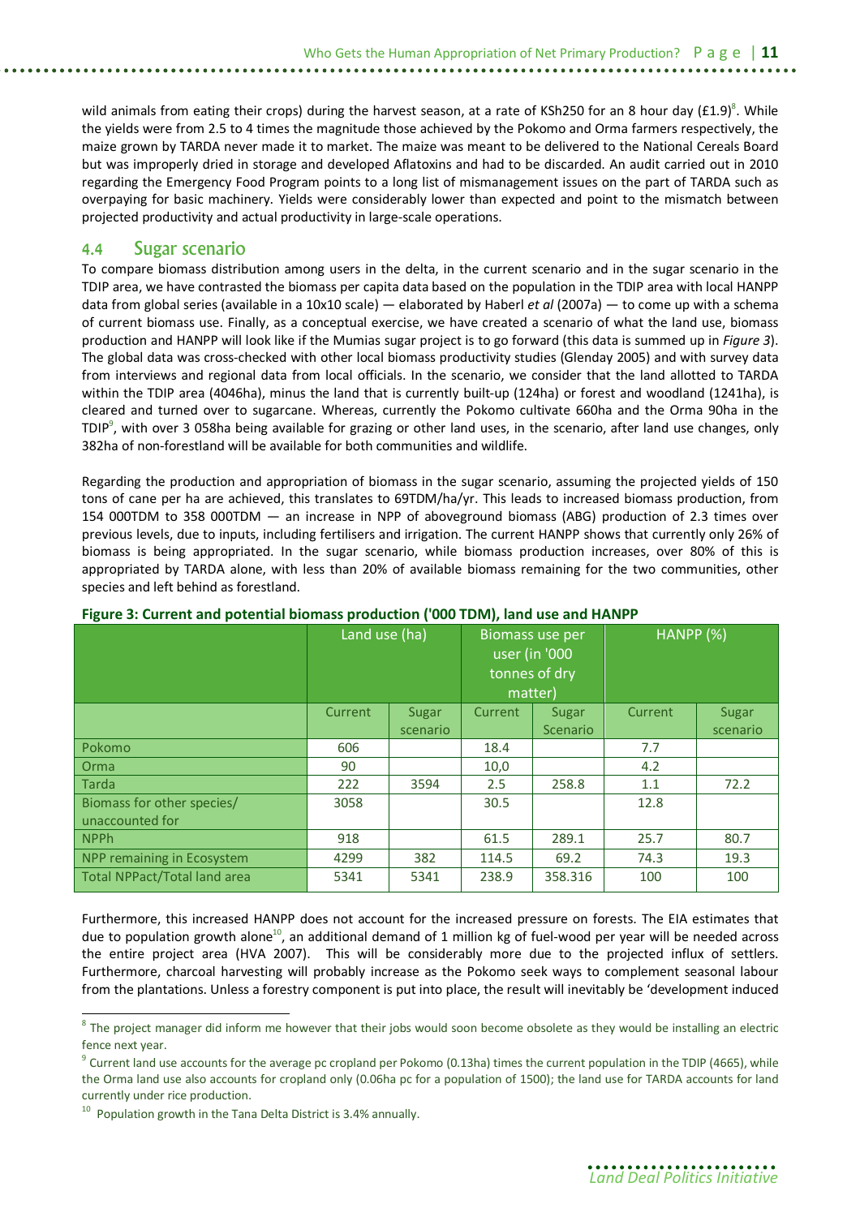wild animals from eating their crops) during the harvest season, at a rate of KSh250 for an 8 hour day (£1.9)[8]. While the yields were from 2.5 to 4 times the magnitude those achieved by the Pokomo and Orma farmers respectively, the maize grown by TARDA never made it to market. The maize was meant to be delivered to the National Cereals Board but was improperly dried in storage and developed Aflatoxins and had to be discarded. An audit carried out in 2010 regarding the Emergency Food Program points to a long list of mismanagement issues on the part of TARDA such as overpaying for basic machinery. Yields were considerably lower than expected and point to the mismatch between projected productivity and actual productivity in large-scale operations.

## 4.4 Sugar scenario

To compare biomass distribution among users in the delta, in the current scenario and in the sugar scenario in the TDIP area, we have contrasted the biomass per capita data based on the population in the TDIP area with local HANPP data from global series (available in a 10x10 scale) — elaborated by Haberl *et al* (2007a) — to come up with a schema of current biomass use. Finally, as a conceptual exercise, we have created a scenario of what the land use, biomass production and HANPP will look like if the Mumias sugar project is to go forward (this data is summed up in *Figure 3*). The global data was cross-checked with other local biomass productivity studies (Glenday 2005) and with survey data from interviews and regional data from local officials. In the scenario, we consider that the land allotted to TARDA within the TDIP area (4046ha), minus the land that is currently built-up (124ha) or forest and woodland (1241ha), is cleared and turned over to sugarcane. Whereas, currently the Pokomo cultivate 660ha and the Orma 90ha in the TDIP[9], with over 3 058ha being available for grazing or other land uses, in the scenario, after land use changes, only 382ha of non-forestland will be available for both communities and wildlife.

Regarding the production and appropriation of biomass in the sugar scenario, assuming the projected yields of 150 tons of cane per ha are achieved, this translates to 69TDM/ha/yr. This leads to increased biomass production, from 154 000TDM to 358 000TDM — an increase in NPP of aboveground biomass (ABG) production of 2.3 times over previous levels, due to inputs, including fertilisers and irrigation. The current HANPP shows that currently only 26% of biomass is being appropriated. In the sugar scenario, while biomass production increases, over 80% of this is appropriated by TARDA alone, with less than 20% of available biomass remaining for the two communities, other species and left behind as forestland.

**Figure 3: Current and potential biomass production ('000 TDM), land use and HANPP**

| | Land use (ha) | | Biomass use per user (in '000 tonnes of dry matter) | | HANPP (%) | |
|---|---|---|---|---|---|---|
| | Current | Sugar scenario | Current | Sugar Scenario | Current | Sugar scenario |
| Pokomo | 606 | | 18.4 | | 7.7 | |
| Orma | 90 | | 10,0 | | 4.2 | |
| Tarda | 222 | 3594 | 2.5 | 258.8 | 1.1 | 72.2 |
| Biomass for other species/ unaccounted for | 3058 | | 30.5 | | 12.8 | |
| NPPh | 918 | | 61.5 | 289.1 | 25.7 | 80.7 |
| NPP remaining in Ecosystem | 4299 | 382 | 114.5 | 69.2 | 74.3 | 19.3 |
| Total NPPact/Total land area | 5341 | 5341 | 238.9 | 358.316 | 100 | 100 |

Furthermore, this increased HANPP does not account for the increased pressure on forests. The EIA estimates that due to population growth alone[10], an additional demand of 1 million kg of fuel-wood per year will be needed across the entire project area (HVA 2007). This will be considerably more due to the projected influx of settlers. Furthermore, charcoal harvesting will probably increase as the Pokomo seek ways to complement seasonal labour from the plantations. Unless a forestry component is put into place, the result will inevitably be 'development induced

---

[8] The project manager did inform me however that their jobs would soon become obsolete as they would be installing an electric fence next year.

[9] Current land use accounts for the average pc cropland per Pokomo (0.13ha) times the current population in the TDIP (4665), while the Orma land use also accounts for cropland only (0.06ha pc for a population of 1500); the land use for TARDA accounts for land currently under rice production.

[10] Population growth in the Tana Delta District is 3.4% annually.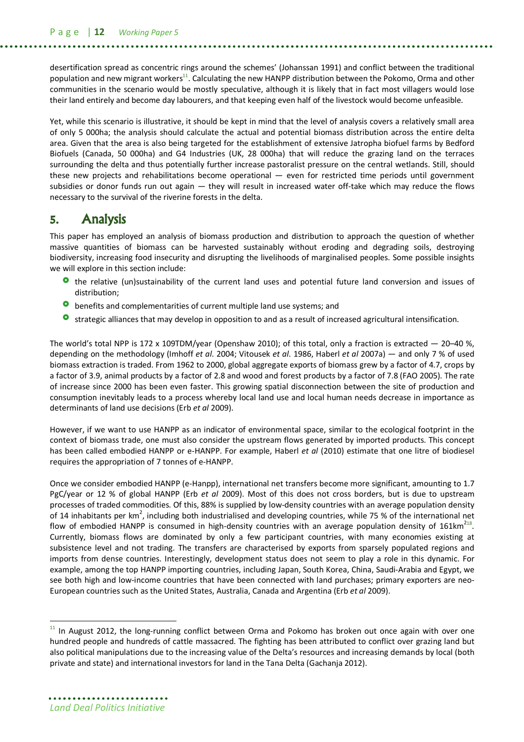desertification spread as concentric rings around the schemes' (Johanssan 1991) and conflict between the traditional population and new migrant workers[11]. Calculating the new HANPP distribution between the Pokomo, Orma and other communities in the scenario would be mostly speculative, although it is likely that in fact most villagers would lose their land entirely and become day labourers, and that keeping even half of the livestock would become unfeasible.

Yet, while this scenario is illustrative, it should be kept in mind that the level of analysis covers a relatively small area of only 5 000ha; the analysis should calculate the actual and potential biomass distribution across the entire delta area. Given that the area is also being targeted for the establishment of extensive Jatropha biofuel farms by Bedford Biofuels (Canada, 50 000ha) and G4 Industries (UK, 28 000ha) that will reduce the grazing land on the terraces surrounding the delta and thus potentially further increase pastoralist pressure on the central wetlands. Still, should these new projects and rehabilitations become operational — even for restricted time periods until government subsidies or donor funds run out again — they will result in increased water off-take which may reduce the flows necessary to the survival of the riverine forests in the delta.

# 5. Analysis

This paper has employed an analysis of biomass production and distribution to approach the question of whether massive quantities of biomass can be harvested sustainably without eroding and degrading soils, destroying biodiversity, increasing food insecurity and disrupting the livelihoods of marginalised peoples. Some possible insights we will explore in this section include:

- the relative (un)sustainability of the current land uses and potential future land conversion and issues of distribution;
- benefits and complementarities of current multiple land use systems; and
- strategic alliances that may develop in opposition to and as a result of increased agricultural intensification.

The world's total NPP is 172 x 109TDM/year (Openshaw 2010); of this total, only a fraction is extracted — 20–40 %, depending on the methodology (Imhoff *et al*. 2004; Vitousek *et al*. 1986, Haberl *et al* 2007a) — and only 7 % of used biomass extraction is traded. From 1962 to 2000, global aggregate exports of biomass grew by a factor of 4.7, crops by a factor of 3.9, animal products by a factor of 2.8 and wood and forest products by a factor of 7.8 (FAO 2005). The rate of increase since 2000 has been even faster. This growing spatial disconnection between the site of production and consumption inevitably leads to a process whereby local land use and local human needs decrease in importance as determinants of land use decisions (Erb *et al* 2009).

However, if we want to use HANPP as an indicator of environmental space, similar to the ecological footprint in the context of biomass trade, one must also consider the upstream flows generated by imported products. This concept has been called embodied HANPP or e-HANPP. For example, Haberl *et al* (2010) estimate that one litre of biodiesel requires the appropriation of 7 tonnes of e-HANPP.

Once we consider embodied HANPP (e-Hanpp), international net transfers become more significant, amounting to 1.7 PgC/year or 12 % of global HANPP (Erb *et al* 2009). Most of this does not cross borders, but is due to upstream processes of traded commodities. Of this, 88% is supplied by low-density countries with an average population density of 14 inhabitants per km$^2$, including both industrialised and developing countries, while 75 % of the international net flow of embodied HANPP is consumed in high-density countries with an average population density of 161km$^2$[18]. Currently, biomass flows are dominated by only a few participant countries, with many economies existing at subsistence level and not trading. The transfers are characterised by exports from sparsely populated regions and imports from dense countries. Interestingly, development status does not seem to play a role in this dynamic. For example, among the top HANPP importing countries, including Japan, South Korea, China, Saudi-Arabia and Egypt, we see both high and low-income countries that have been connected with land purchases; primary exporters are neo-European countries such as the United States, Australia, Canada and Argentina (Erb *et al* 2009).

[11] In August 2012, the long-running conflict between Orma and Pokomo has broken out once again with over one hundred people and hundreds of cattle massacred. The fighting has been attributed to conflict over grazing land but also political manipulations due to the increasing value of the Delta's resources and increasing demands by local (both private and state) and international investors for land in the Tana Delta (Gachanja 2012).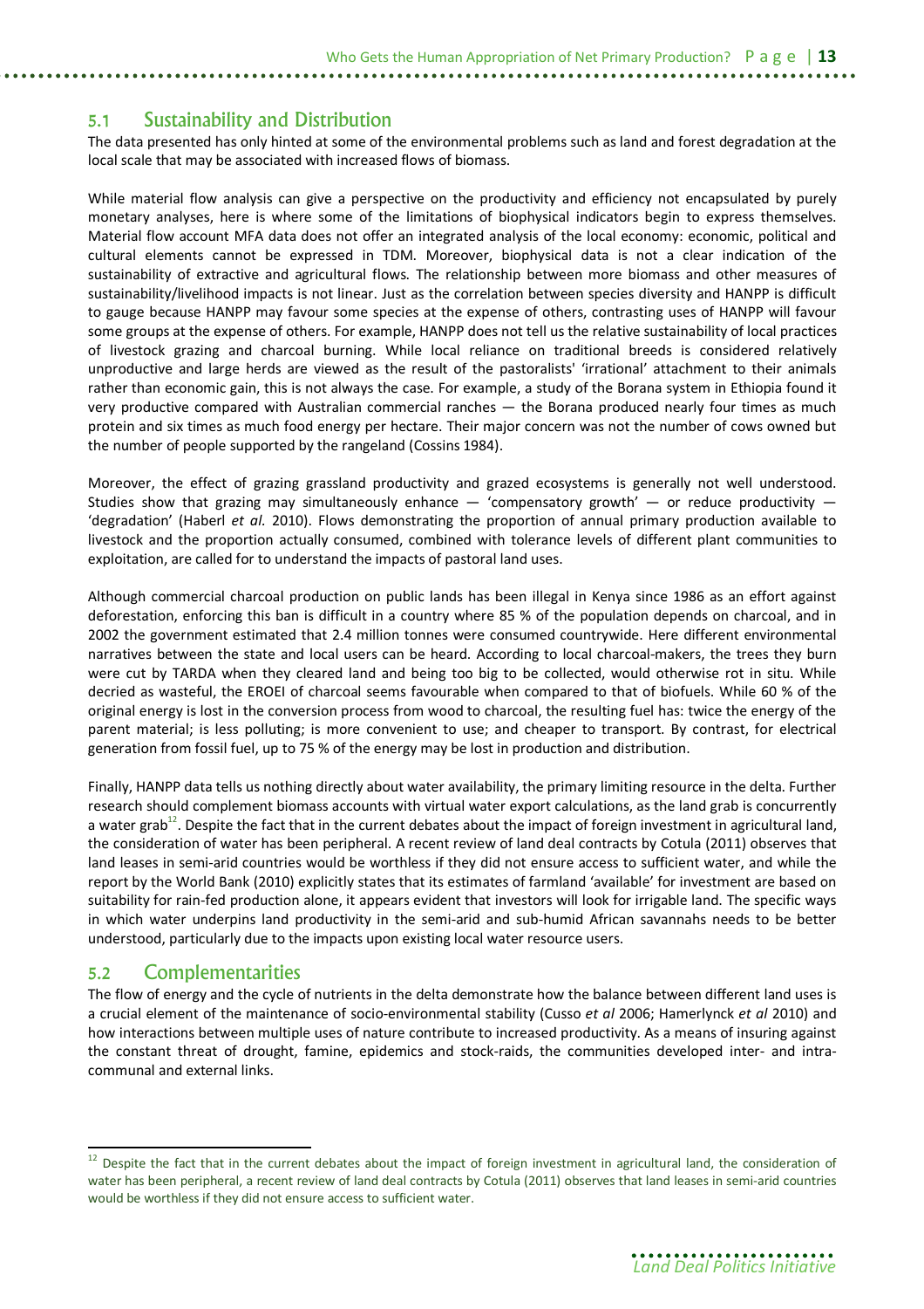## 5.1 Sustainability and Distribution

The data presented has only hinted at some of the environmental problems such as land and forest degradation at the local scale that may be associated with increased flows of biomass.

While material flow analysis can give a perspective on the productivity and efficiency not encapsulated by purely monetary analyses, here is where some of the limitations of biophysical indicators begin to express themselves. Material flow account MFA data does not offer an integrated analysis of the local economy: economic, political and cultural elements cannot be expressed in TDM. Moreover, biophysical data is not a clear indication of the sustainability of extractive and agricultural flows. The relationship between more biomass and other measures of sustainability/livelihood impacts is not linear. Just as the correlation between species diversity and HANPP is difficult to gauge because HANPP may favour some species at the expense of others, contrasting uses of HANPP will favour some groups at the expense of others. For example, HANPP does not tell us the relative sustainability of local practices of livestock grazing and charcoal burning. While local reliance on traditional breeds is considered relatively unproductive and large herds are viewed as the result of the pastoralists' 'irrational' attachment to their animals rather than economic gain, this is not always the case. For example, a study of the Borana system in Ethiopia found it very productive compared with Australian commercial ranches — the Borana produced nearly four times as much protein and six times as much food energy per hectare. Their major concern was not the number of cows owned but the number of people supported by the rangeland (Cossins 1984).

Moreover, the effect of grazing grassland productivity and grazed ecosystems is generally not well understood. Studies show that grazing may simultaneously enhance — 'compensatory growth' — or reduce productivity — 'degradation' (Haberl *et al.* 2010). Flows demonstrating the proportion of annual primary production available to livestock and the proportion actually consumed, combined with tolerance levels of different plant communities to exploitation, are called for to understand the impacts of pastoral land uses.

Although commercial charcoal production on public lands has been illegal in Kenya since 1986 as an effort against deforestation, enforcing this ban is difficult in a country where 85 % of the population depends on charcoal, and in 2002 the government estimated that 2.4 million tonnes were consumed countrywide. Here different environmental narratives between the state and local users can be heard. According to local charcoal-makers, the trees they burn were cut by TARDA when they cleared land and being too big to be collected, would otherwise rot in situ. While decried as wasteful, the EROEI of charcoal seems favourable when compared to that of biofuels. While 60 % of the original energy is lost in the conversion process from wood to charcoal, the resulting fuel has: twice the energy of the parent material; is less polluting; is more convenient to use; and cheaper to transport. By contrast, for electrical generation from fossil fuel, up to 75 % of the energy may be lost in production and distribution.

Finally, HANPP data tells us nothing directly about water availability, the primary limiting resource in the delta. Further research should complement biomass accounts with virtual water export calculations, as the land grab is concurrently a water grab[12]. Despite the fact that in the current debates about the impact of foreign investment in agricultural land, the consideration of water has been peripheral. A recent review of land deal contracts by Cotula (2011) observes that land leases in semi-arid countries would be worthless if they did not ensure access to sufficient water, and while the report by the World Bank (2010) explicitly states that its estimates of farmland 'available' for investment are based on suitability for rain-fed production alone, it appears evident that investors will look for irrigable land. The specific ways in which water underpins land productivity in the semi-arid and sub-humid African savannahs needs to be better understood, particularly due to the impacts upon existing local water resource users.

## 5.2 Complementarities

The flow of energy and the cycle of nutrients in the delta demonstrate how the balance between different land uses is a crucial element of the maintenance of socio-environmental stability (Cusso *et al* 2006; Hamerlynck *et al* 2010) and how interactions between multiple uses of nature contribute to increased productivity. As a means of insuring against the constant threat of drought, famine, epidemics and stock-raids, the communities developed inter- and intra-communal and external links.

[12] Despite the fact that in the current debates about the impact of foreign investment in agricultural land, the consideration of water has been peripheral, a recent review of land deal contracts by Cotula (2011) observes that land leases in semi-arid countries would be worthless if they did not ensure access to sufficient water.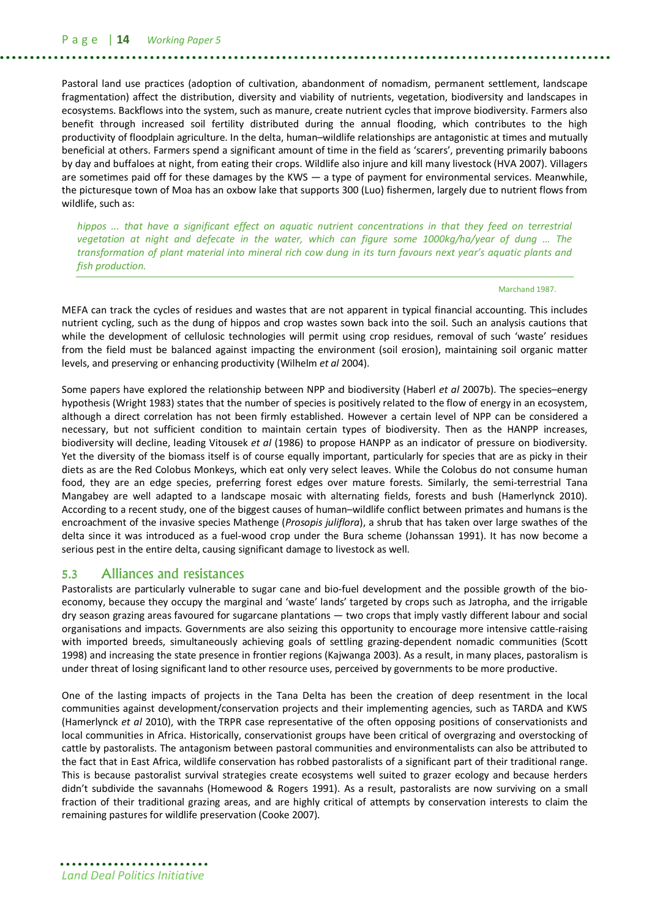Pastoral land use practices (adoption of cultivation, abandonment of nomadism, permanent settlement, landscape fragmentation) affect the distribution, diversity and viability of nutrients, vegetation, biodiversity and landscapes in ecosystems. Backflows into the system, such as manure, create nutrient cycles that improve biodiversity. Farmers also benefit through increased soil fertility distributed during the annual flooding, which contributes to the high productivity of floodplain agriculture. In the delta, human–wildlife relationships are antagonistic at times and mutually beneficial at others. Farmers spend a significant amount of time in the field as 'scarers', preventing primarily baboons by day and buffaloes at night, from eating their crops. Wildlife also injure and kill many livestock (HVA 2007). Villagers are sometimes paid off for these damages by the KWS — a type of payment for environmental services. Meanwhile, the picturesque town of Moa has an oxbow lake that supports 300 (Luo) fishermen, largely due to nutrient flows from wildlife, such as:

> *hippos ... that have a significant effect on aquatic nutrient concentrations in that they feed on terrestrial vegetation at night and defecate in the water, which can figure some 1000kg/ha/year of dung ... The transformation of plant material into mineral rich cow dung in its turn favours next year's aquatic plants and fish production.*
>
> Marchand 1987.

MEFA can track the cycles of residues and wastes that are not apparent in typical financial accounting. This includes nutrient cycling, such as the dung of hippos and crop wastes sown back into the soil. Such an analysis cautions that while the development of cellulosic technologies will permit using crop residues, removal of such 'waste' residues from the field must be balanced against impacting the environment (soil erosion), maintaining soil organic matter levels, and preserving or enhancing productivity (Wilhelm *et al* 2004).

Some papers have explored the relationship between NPP and biodiversity (Haberl *et al* 2007b). The species–energy hypothesis (Wright 1983) states that the number of species is positively related to the flow of energy in an ecosystem, although a direct correlation has not been firmly established. However a certain level of NPP can be considered a necessary, but not sufficient condition to maintain certain types of biodiversity. Then as the HANPP increases, biodiversity will decline, leading Vitousek *et al* (1986) to propose HANPP as an indicator of pressure on biodiversity. Yet the diversity of the biomass itself is of course equally important, particularly for species that are as picky in their diets as are the Red Colobus Monkeys, which eat only very select leaves. While the Colobus do not consume human food, they are an edge species, preferring forest edges over mature forests. Similarly, the semi-terrestrial Tana Mangabey are well adapted to a landscape mosaic with alternating fields, forests and bush (Hamerlynck 2010). According to a recent study, one of the biggest causes of human–wildlife conflict between primates and humans is the encroachment of the invasive species Mathenge (*Prosopis juliflora*), a shrub that has taken over large swathes of the delta since it was introduced as a fuel-wood crop under the Bura scheme (Johanssan 1991). It has now become a serious pest in the entire delta, causing significant damage to livestock as well.

## 5.3 Alliances and resistances

Pastoralists are particularly vulnerable to sugar cane and bio-fuel development and the possible growth of the bio-economy, because they occupy the marginal and 'waste' lands' targeted by crops such as Jatropha, and the irrigable dry season grazing areas favoured for sugarcane plantations — two crops that imply vastly different labour and social organisations and impacts. Governments are also seizing this opportunity to encourage more intensive cattle-raising with imported breeds, simultaneously achieving goals of settling grazing-dependent nomadic communities (Scott 1998) and increasing the state presence in frontier regions (Kajwanga 2003). As a result, in many places, pastoralism is under threat of losing significant land to other resource uses, perceived by governments to be more productive.

One of the lasting impacts of projects in the Tana Delta has been the creation of deep resentment in the local communities against development/conservation projects and their implementing agencies, such as TARDA and KWS (Hamerlynck *et al* 2010), with the TRPR case representative of the often opposing positions of conservationists and local communities in Africa. Historically, conservationist groups have been critical of overgrazing and overstocking of cattle by pastoralists. The antagonism between pastoral communities and environmentalists can also be attributed to the fact that in East Africa, wildlife conservation has robbed pastoralists of a significant part of their traditional range. This is because pastoralist survival strategies create ecosystems well suited to grazer ecology and because herders didn't subdivide the savannahs (Homewood & Rogers 1991). As a result, pastoralists are now surviving on a small fraction of their traditional grazing areas, and are highly critical of attempts by conservation interests to claim the remaining pastures for wildlife preservation (Cooke 2007).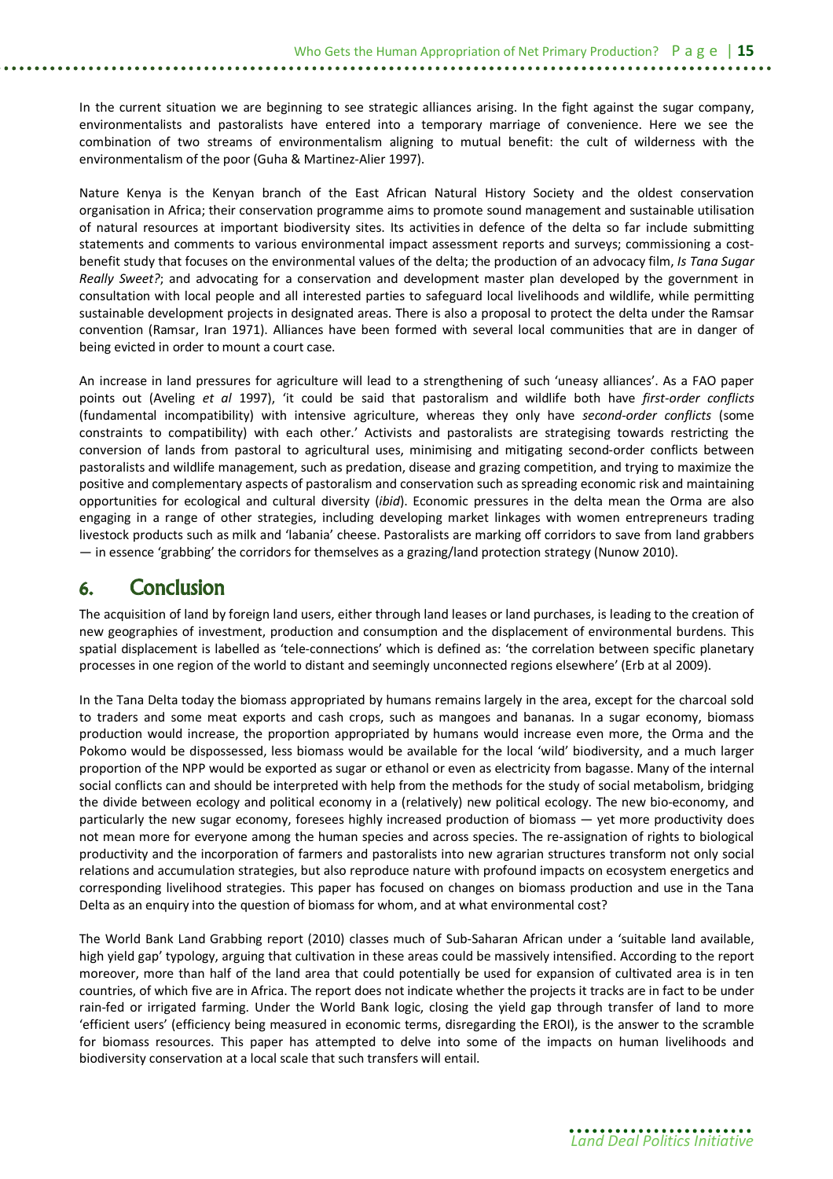In the current situation we are beginning to see strategic alliances arising. In the fight against the sugar company, environmentalists and pastoralists have entered into a temporary marriage of convenience. Here we see the combination of two streams of environmentalism aligning to mutual benefit: the cult of wilderness with the environmentalism of the poor (Guha & Martinez-Alier 1997).

Nature Kenya is the Kenyan branch of the East African Natural History Society and the oldest conservation organisation in Africa; their conservation programme aims to promote sound management and sustainable utilisation of natural resources at important biodiversity sites. Its activities in defence of the delta so far include submitting statements and comments to various environmental impact assessment reports and surveys; commissioning a cost-benefit study that focuses on the environmental values of the delta; the production of an advocacy film, *Is Tana Sugar Really Sweet?*; and advocating for a conservation and development master plan developed by the government in consultation with local people and all interested parties to safeguard local livelihoods and wildlife, while permitting sustainable development projects in designated areas. There is also a proposal to protect the delta under the Ramsar convention (Ramsar, Iran 1971). Alliances have been formed with several local communities that are in danger of being evicted in order to mount a court case.

An increase in land pressures for agriculture will lead to a strengthening of such 'uneasy alliances'. As a FAO paper points out (Aveling *et al* 1997), 'it could be said that pastoralism and wildlife both have *first-order conflicts* (fundamental incompatibility) with intensive agriculture, whereas they only have *second-order conflicts* (some constraints to compatibility) with each other.' Activists and pastoralists are strategising towards restricting the conversion of lands from pastoral to agricultural uses, minimising and mitigating second-order conflicts between pastoralists and wildlife management, such as predation, disease and grazing competition, and trying to maximize the positive and complementary aspects of pastoralism and conservation such as spreading economic risk and maintaining opportunities for ecological and cultural diversity (*ibid*). Economic pressures in the delta mean the Orma are also engaging in a range of other strategies, including developing market linkages with women entrepreneurs trading livestock products such as milk and 'labania' cheese. Pastoralists are marking off corridors to save from land grabbers — in essence 'grabbing' the corridors for themselves as a grazing/land protection strategy (Nunow 2010).

## 6. Conclusion

The acquisition of land by foreign land users, either through land leases or land purchases, is leading to the creation of new geographies of investment, production and consumption and the displacement of environmental burdens. This spatial displacement is labelled as 'tele-connections' which is defined as: 'the correlation between specific planetary processes in one region of the world to distant and seemingly unconnected regions elsewhere' (Erb at al 2009).

In the Tana Delta today the biomass appropriated by humans remains largely in the area, except for the charcoal sold to traders and some meat exports and cash crops, such as mangoes and bananas. In a sugar economy, biomass production would increase, the proportion appropriated by humans would increase even more, the Orma and the Pokomo would be dispossessed, less biomass would be available for the local 'wild' biodiversity, and a much larger proportion of the NPP would be exported as sugar or ethanol or even as electricity from bagasse. Many of the internal social conflicts can and should be interpreted with help from the methods for the study of social metabolism, bridging the divide between ecology and political economy in a (relatively) new political ecology. The new bio-economy, and particularly the new sugar economy, foresees highly increased production of biomass — yet more productivity does not mean more for everyone among the human species and across species. The re-assignation of rights to biological productivity and the incorporation of farmers and pastoralists into new agrarian structures transform not only social relations and accumulation strategies, but also reproduce nature with profound impacts on ecosystem energetics and corresponding livelihood strategies. This paper has focused on changes on biomass production and use in the Tana Delta as an enquiry into the question of biomass for whom, and at what environmental cost?

The World Bank Land Grabbing report (2010) classes much of Sub-Saharan African under a 'suitable land available, high yield gap' typology, arguing that cultivation in these areas could be massively intensified. According to the report moreover, more than half of the land area that could potentially be used for expansion of cultivated area is in ten countries, of which five are in Africa. The report does not indicate whether the projects it tracks are in fact to be under rain-fed or irrigated farming. Under the World Bank logic, closing the yield gap through transfer of land to more 'efficient users' (efficiency being measured in economic terms, disregarding the EROI), is the answer to the scramble for biomass resources. This paper has attempted to delve into some of the impacts on human livelihoods and biodiversity conservation at a local scale that such transfers will entail.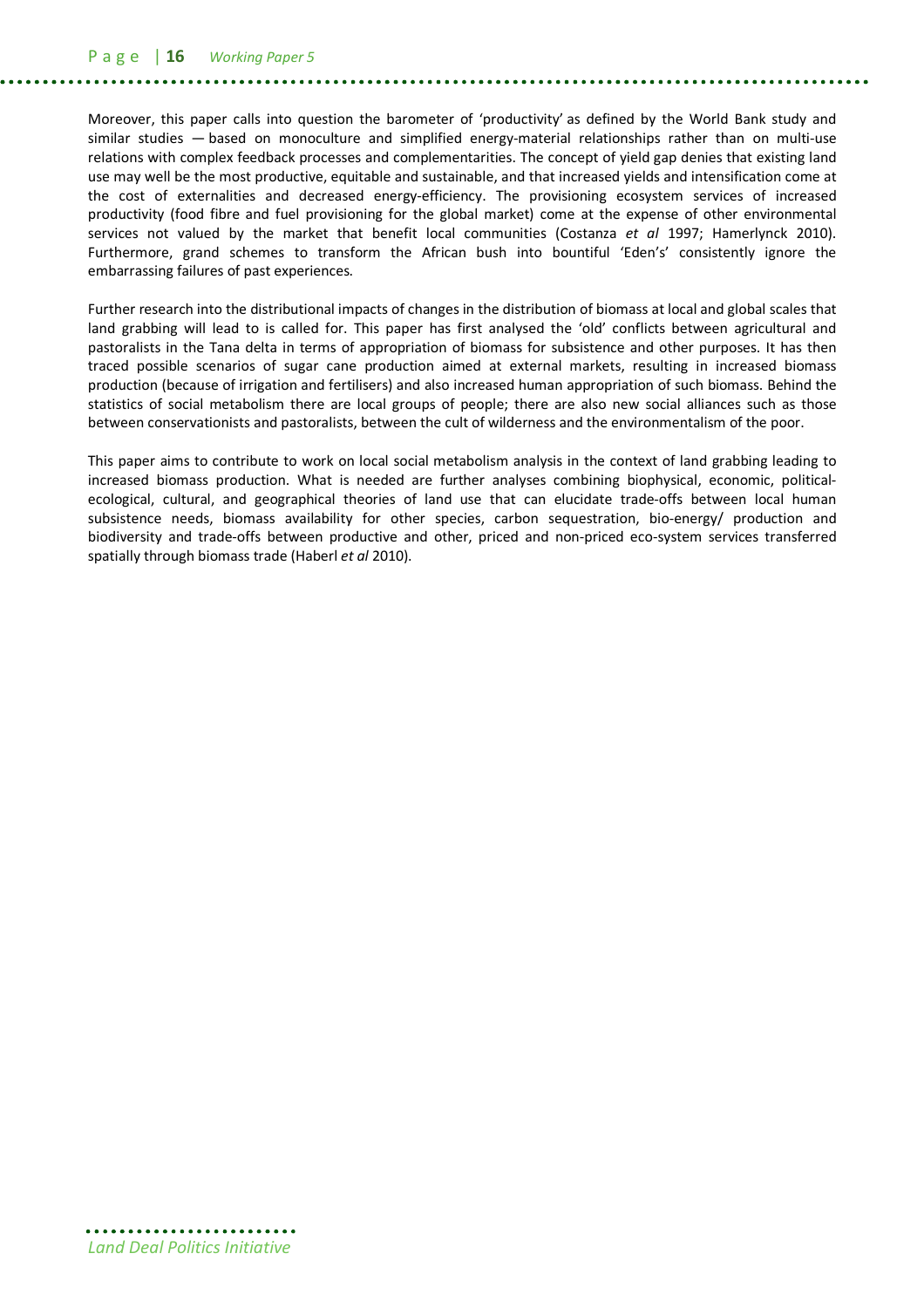Moreover, this paper calls into question the barometer of 'productivity' as defined by the World Bank study and similar studies — based on monoculture and simplified energy-material relationships rather than on multi-use relations with complex feedback processes and complementarities. The concept of yield gap denies that existing land use may well be the most productive, equitable and sustainable, and that increased yields and intensification come at the cost of externalities and decreased energy-efficiency. The provisioning ecosystem services of increased productivity (food fibre and fuel provisioning for the global market) come at the expense of other environmental services not valued by the market that benefit local communities (Costanza *et al* 1997; Hamerlynck 2010). Furthermore, grand schemes to transform the African bush into bountiful 'Eden's' consistently ignore the embarrassing failures of past experiences.

Further research into the distributional impacts of changes in the distribution of biomass at local and global scales that land grabbing will lead to is called for. This paper has first analysed the 'old' conflicts between agricultural and pastoralists in the Tana delta in terms of appropriation of biomass for subsistence and other purposes. It has then traced possible scenarios of sugar cane production aimed at external markets, resulting in increased biomass production (because of irrigation and fertilisers) and also increased human appropriation of such biomass. Behind the statistics of social metabolism there are local groups of people; there are also new social alliances such as those between conservationists and pastoralists, between the cult of wilderness and the environmentalism of the poor.

This paper aims to contribute to work on local social metabolism analysis in the context of land grabbing leading to increased biomass production. What is needed are further analyses combining biophysical, economic, political-ecological, cultural, and geographical theories of land use that can elucidate trade-offs between local human subsistence needs, biomass availability for other species, carbon sequestration, bio-energy/ production and biodiversity and trade-offs between productive and other, priced and non-priced eco-system services transferred spatially through biomass trade (Haberl *et al* 2010).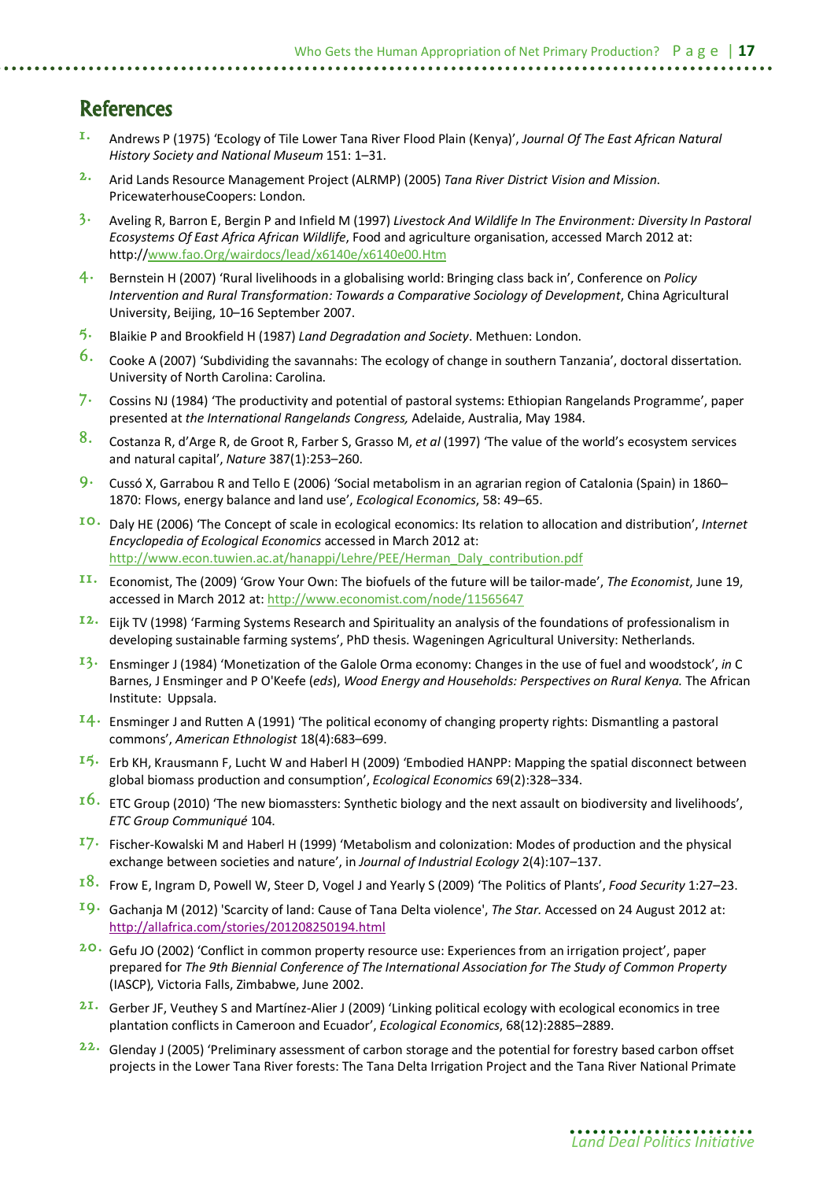## References

1. Andrews P (1975) 'Ecology of Tile Lower Tana River Flood Plain (Kenya)', *Journal Of The East African Natural History Society and National Museum* 151: 1–31.
2. Arid Lands Resource Management Project (ALRMP) (2005) *Tana River District Vision and Mission.* PricewaterhouseCoopers: London.
3. Aveling R, Barron E, Bergin P and Infield M (1997) *Livestock And Wildlife In The Environment: Diversity In Pastoral Ecosystems Of East Africa African Wildlife*, Food and agriculture organisation, accessed March 2012 at: http://www.fao.Org/wairdocs/lead/x6140e/x6140e00.Htm
4. Bernstein H (2007) 'Rural livelihoods in a globalising world: Bringing class back in', Conference on *Policy Intervention and Rural Transformation: Towards a Comparative Sociology of Development*, China Agricultural University, Beijing, 10–16 September 2007.
5. Blaikie P and Brookfield H (1987) *Land Degradation and Society*. Methuen: London.
6. Cooke A (2007) 'Subdividing the savannahs: The ecology of change in southern Tanzania', doctoral dissertation. University of North Carolina: Carolina.
7. Cossins NJ (1984) 'The productivity and potential of pastoral systems: Ethiopian Rangelands Programme', paper presented at *the International Rangelands Congress,* Adelaide, Australia, May 1984.
8. Costanza R, d'Arge R, de Groot R, Farber S, Grasso M, *et al* (1997) 'The value of the world's ecosystem services and natural capital', *Nature* 387(1):253–260.
9. Cussó X, Garrabou R and Tello E (2006) 'Social metabolism in an agrarian region of Catalonia (Spain) in 1860–1870: Flows, energy balance and land use', *Ecological Economics*, 58: 49–65.
10. Daly HE (2006) 'The Concept of scale in ecological economics: Its relation to allocation and distribution', *Internet Encyclopedia of Ecological Economics* accessed in March 2012 at: http://www.econ.tuwien.ac.at/hanappi/Lehre/PEE/Herman_Daly_contribution.pdf
11. Economist, The (2009) 'Grow Your Own: The biofuels of the future will be tailor-made', *The Economist*, June 19, accessed in March 2012 at: http://www.economist.com/node/11565647
12. Eijk TV (1998) 'Farming Systems Research and Spirituality an analysis of the foundations of professionalism in developing sustainable farming systems', PhD thesis. Wageningen Agricultural University: Netherlands.
13. Ensminger J (1984) 'Monetization of the Galole Orma economy: Changes in the use of fuel and woodstock', *in* C Barnes, J Ensminger and P O'Keefe (*eds*), *Wood Energy and Households: Perspectives on Rural Kenya.* The African Institute: Uppsala.
14. Ensminger J and Rutten A (1991) 'The political economy of changing property rights: Dismantling a pastoral commons', *American Ethnologist* 18(4):683–699.
15. Erb KH, Krausmann F, Lucht W and Haberl H (2009) 'Embodied HANPP: Mapping the spatial disconnect between global biomass production and consumption', *Ecological Economics* 69(2):328–334.
16. ETC Group (2010) 'The new biomassters: Synthetic biology and the next assault on biodiversity and livelihoods', *ETC Group Communiqué* 104.
17. Fischer-Kowalski M and Haberl H (1999) 'Metabolism and colonization: Modes of production and the physical exchange between societies and nature', in *Journal of Industrial Ecology* 2(4):107–137.
18. Frow E, Ingram D, Powell W, Steer D, Vogel J and Yearly S (2009) 'The Politics of Plants', *Food Security* 1:27–23.
19. Gachanja M (2012) 'Scarcity of land: Cause of Tana Delta violence', *The Star.* Accessed on 24 August 2012 at: http://allafrica.com/stories/201208250194.html
20. Gefu JO (2002) 'Conflict in common property resource use: Experiences from an irrigation project', paper prepared for *The 9th Biennial Conference of The International Association for The Study of Common Property* (IASCP)*,* Victoria Falls, Zimbabwe, June 2002.
21. Gerber JF, Veuthey S and Martínez-Alier J (2009) 'Linking political ecology with ecological economics in tree plantation conflicts in Cameroon and Ecuador', *Ecological Economics*, 68(12):2885–2889.
22. Glenday J (2005) 'Preliminary assessment of carbon storage and the potential for forestry based carbon offset projects in the Lower Tana River forests: The Tana Delta Irrigation Project and the Tana River National Primate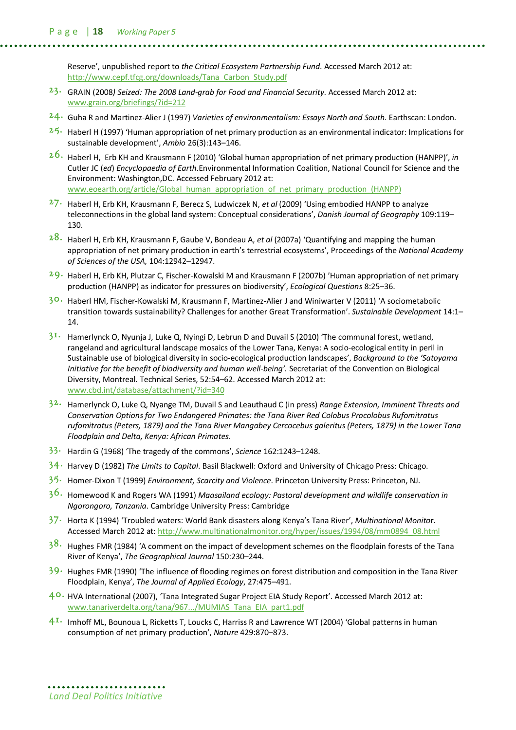Reserve', unpublished report to *the Critical Ecosystem Partnership Fund*. Accessed March 2012 at: http://www.cepf.tfcg.org/downloads/Tana_Carbon_Study.pdf

23. GRAIN (2008*) Seized: The 2008 Land-grab for Food and Financial Security*. Accessed March 2012 at: www.grain.org/briefings/?id=212

24. Guha R and Martinez-Alier J (1997) *Varieties of environmentalism: Essays North and South*. Earthscan: London.

25. Haberl H (1997) 'Human appropriation of net primary production as an environmental indicator: Implications for sustainable development', *Ambio* 26(3):143–146.

26. Haberl H, Erb KH and Krausmann F (2010) 'Global human appropriation of net primary production (HANPP)', *in* Cutler JC (*ed*) *Encyclopaedia of Earth*.Environmental Information Coalition, National Council for Science and the Environment: Washington,DC. Accessed February 2012 at: www.eoearth.org/article/Global_human_appropriation_of_net_primary_production_(HANPP)

27. Haberl H, Erb KH, Krausmann F, Berecz S, Ludwiczek N, *et al* (2009) 'Using embodied HANPP to analyze teleconnections in the global land system: Conceptual considerations', *Danish Journal of Geography* 109:119–130.

28. Haberl H, Erb KH, Krausmann F, Gaube V, Bondeau A, *et al* (2007a) 'Quantifying and mapping the human appropriation of net primary production in earth's terrestrial ecosystems', Proceedings of the *National Academy of Sciences of the USA,* 104:12942–12947.

29. Haberl H, Erb KH, Plutzar C, Fischer-Kowalski M and Krausmann F (2007b) 'Human appropriation of net primary production (HANPP) as indicator for pressures on biodiversity', *Ecological Questions* 8:25–36.

30. Haberl HM, Fischer-Kowalski M, Krausmann F, Martinez-Alier J and Winiwarter V (2011) 'A sociometabolic transition towards sustainability? Challenges for another Great Transformation'. *Sustainable Development* 14:1–14.

31. Hamerlynck O, Nyunja J, Luke Q, Nyingi D, Lebrun D and Duvail S (2010) 'The communal forest, wetland, rangeland and agricultural landscape mosaics of the Lower Tana, Kenya: A socio-ecological entity in peril in Sustainable use of biological diversity in socio-ecological production landscapes', *Background to the 'Satoyama Initiative for the benefit of biodiversity and human well-being'.* Secretariat of the Convention on Biological Diversity, Montreal. Technical Series, 52:54–62. Accessed March 2012 at: www.cbd.int/database/attachment/?id=340

32. Hamerlynck O, Luke Q, Nyange TM, Duvail S and Leauthaud C (in press) *Range Extension, Imminent Threats and Conservation Options for Two Endangered Primates: the Tana River Red Colobus Procolobus Rufomitratus rufomitratus (Peters, 1879) and the Tana River Mangabey Cercocebus galeritus (Peters, 1879) in the Lower Tana Floodplain and Delta, Kenya: African Primates*.

33. Hardin G (1968) 'The tragedy of the commons', *Science* 162:1243–1248.

34. Harvey D (1982) *The Limits to Capital*. Basil Blackwell: Oxford and University of Chicago Press: Chicago.

35. Homer-Dixon T (1999) *Environment, Scarcity and Violence*. Princeton University Press: Princeton, NJ.

36. Homewood K and Rogers WA (1991) *Maasailand ecology: Pastoral development and wildlife conservation in Ngorongoro, Tanzania*. Cambridge University Press: Cambridge

37. Horta K (1994) 'Troubled waters: World Bank disasters along Kenya's Tana River', *Multinational Monito*r. Accessed March 2012 at: http://www.multinationalmonitor.org/hyper/issues/1994/08/mm0894_08.html

38. Hughes FMR (1984) 'A comment on the impact of development schemes on the floodplain forests of the Tana River of Kenya', *The Geographical Journal* 150:230–244.

39. Hughes FMR (1990) 'The influence of flooding regimes on forest distribution and composition in the Tana River Floodplain, Kenya', *The Journal of Applied Ecology*, 27:475–491.

40. HVA International (2007), 'Tana Integrated Sugar Project EIA Study Report'. Accessed March 2012 at: www.tanariverdelta.org/tana/967.../MUMIAS_Tana_EIA_part1.pdf

41. Imhoff ML, Bounoua L, Ricketts T, Loucks C, Harriss R and Lawrence WT (2004) 'Global patterns in human consumption of net primary production', *Nature* 429:870–873.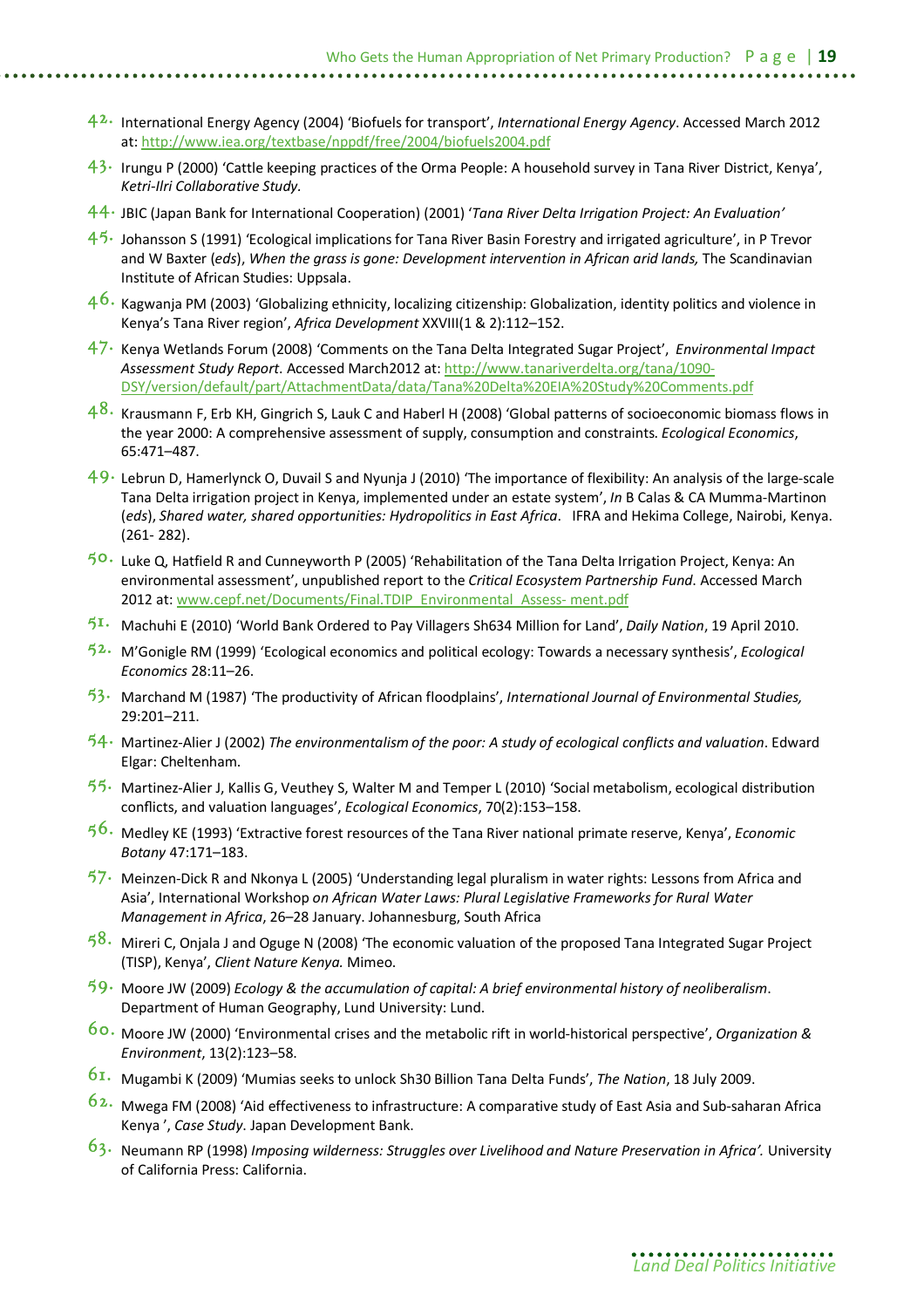42. International Energy Agency (2004) 'Biofuels for transport', *International Energy Agency*. Accessed March 2012 at: http://www.iea.org/textbase/nppdf/free/2004/biofuels2004.pdf

43. Irungu P (2000) 'Cattle keeping practices of the Orma People: A household survey in Tana River District, Kenya', *Ketri-Ilri Collaborative Study.*

44. JBIC (Japan Bank for International Cooperation) (2001) '*Tana River Delta Irrigation Project: An Evaluation'*

45. Johansson S (1991) 'Ecological implications for Tana River Basin Forestry and irrigated agriculture', in P Trevor and W Baxter (*eds*), *When the grass is gone: Development intervention in African arid lands,* The Scandinavian Institute of African Studies: Uppsala.

46. Kagwanja PM (2003) 'Globalizing ethnicity, localizing citizenship: Globalization, identity politics and violence in Kenya's Tana River region', *Africa Development* XXVIII(1 & 2):112–152.

47. Kenya Wetlands Forum (2008) 'Comments on the Tana Delta Integrated Sugar Project', *Environmental Impact Assessment Study Report.* Accessed March2012 at: http://www.tanariverdelta.org/tana/1090-DSY/version/default/part/AttachmentData/data/Tana%20Delta%20EIA%20Study%20Comments.pdf

48. Krausmann F, Erb KH, Gingrich S, Lauk C and Haberl H (2008) 'Global patterns of socioeconomic biomass flows in the year 2000: A comprehensive assessment of supply, consumption and constraints. *Ecological Economics*, 65:471–487.

49. Lebrun D, Hamerlynck O, Duvail S and Nyunja J (2010) 'The importance of flexibility: An analysis of the large-scale Tana Delta irrigation project in Kenya, implemented under an estate system', *In* B Calas & CA Mumma-Martinon (*eds*), *Shared water, shared opportunities: Hydropolitics in East Africa*. IFRA and Hekima College, Nairobi, Kenya. (261- 282).

50. Luke Q, Hatfield R and Cunneyworth P (2005) 'Rehabilitation of the Tana Delta Irrigation Project, Kenya: An environmental assessment', unpublished report to the *Critical Ecosystem Partnership Fund.* Accessed March 2012 at: www.cepf.net/Documents/Final.TDIP_Environmental_Assess- ment.pdf

51. Machuhi E (2010) 'World Bank Ordered to Pay Villagers Sh634 Million for Land', *Daily Nation*, 19 April 2010.

52. M'Gonigle RM (1999) 'Ecological economics and political ecology: Towards a necessary synthesis', *Ecological Economics* 28:11–26.

53. Marchand M (1987) 'The productivity of African floodplains', *International Journal of Environmental Studies,* 29:201–211.

54. Martinez-Alier J (2002) *The environmentalism of the poor: A study of ecological conflicts and valuation*. Edward Elgar: Cheltenham.

55. Martinez-Alier J, Kallis G, Veuthey S, Walter M and Temper L (2010) 'Social metabolism, ecological distribution conflicts, and valuation languages', *Ecological Economics*, 70(2):153–158.

56. Medley KE (1993) 'Extractive forest resources of the Tana River national primate reserve, Kenya', *Economic Botany* 47:171–183.

57. Meinzen-Dick R and Nkonya L (2005) 'Understanding legal pluralism in water rights: Lessons from Africa and Asia', International Workshop *on African Water Laws: Plural Legislative Frameworks for Rural Water Management in Africa*, 26–28 January. Johannesburg, South Africa

58. Mireri C, Onjala J and Oguge N (2008) 'The economic valuation of the proposed Tana Integrated Sugar Project (TISP), Kenya', *Client Nature Kenya.* Mimeo.

59. Moore JW (2009) *Ecology & the accumulation of capital: A brief environmental history of neoliberalism*. Department of Human Geography, Lund University: Lund.

60. Moore JW (2000) 'Environmental crises and the metabolic rift in world-historical perspective', *Organization & Environment*, 13(2):123–58.

61. Mugambi K (2009) 'Mumias seeks to unlock Sh30 Billion Tana Delta Funds', *The Nation*, 18 July 2009.

62. Mwega FM (2008) 'Aid effectiveness to infrastructure: A comparative study of East Asia and Sub-saharan Africa Kenya ', *Case Study*. Japan Development Bank.

63. Neumann RP (1998) *Imposing wilderness: Struggles over Livelihood and Nature Preservation in Africa'.* University of California Press: California.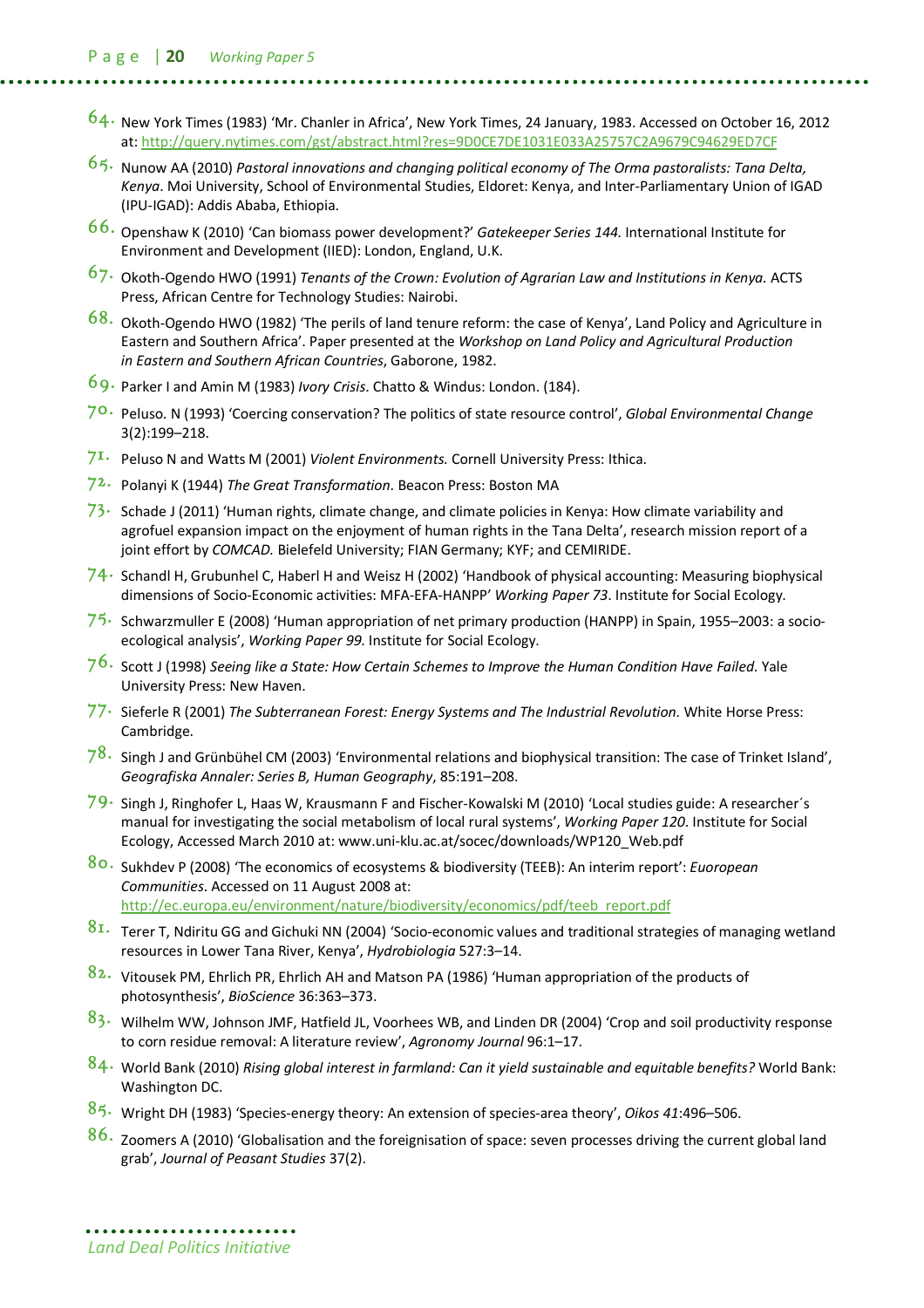64. New York Times (1983) 'Mr. Chanler in Africa', New York Times, 24 January, 1983. Accessed on October 16, 2012 at: http://query.nytimes.com/gst/abstract.html?res=9D0CE7DE1031E033A25757C2A9679C94629ED7CF

65. Nunow AA (2010) *Pastoral innovations and changing political economy of The Orma pastoralists: Tana Delta, Kenya*. Moi University, School of Environmental Studies, Eldoret: Kenya, and Inter-Parliamentary Union of IGAD (IPU-IGAD): Addis Ababa, Ethiopia.

66. Openshaw K (2010) 'Can biomass power development?' *Gatekeeper Series 144.* International Institute for Environment and Development (IIED): London, England, U.K.

67. Okoth-Ogendo HWO (1991) *Tenants of the Crown: Evolution of Agrarian Law and Institutions in Kenya.* ACTS Press, African Centre for Technology Studies: Nairobi.

68. Okoth-Ogendo HWO (1982) 'The perils of land tenure reform: the case of Kenya', Land Policy and Agriculture in Eastern and Southern Africa'. Paper presented at the *Workshop on Land Policy and Agricultural Production in Eastern and Southern African Countries*, Gaborone, 1982.

69. Parker I and Amin M (1983) *Ivory Crisis*. Chatto & Windus: London. (184).

70. Peluso. N (1993) 'Coercing conservation? The politics of state resource control', *Global Environmental Change* 3(2):199–218.

71. Peluso N and Watts M (2001) *Violent Environments.* Cornell University Press: Ithica.

72. Polanyi K (1944) *The Great Transformation*. Beacon Press: Boston MA

73. Schade J (2011) 'Human rights, climate change, and climate policies in Kenya: How climate variability and agrofuel expansion impact on the enjoyment of human rights in the Tana Delta', research mission report of a joint effort by *COMCAD.* Bielefeld University; FIAN Germany; KYF; and CEMIRIDE.

74. Schandl H, Grubunhel C, Haberl H and Weisz H (2002) 'Handbook of physical accounting: Measuring biophysical dimensions of Socio-Economic activities: MFA-EFA-HANPP' *Working Paper 73*. Institute for Social Ecology.

75. Schwarzmuller E (2008) 'Human appropriation of net primary production (HANPP) in Spain, 1955–2003: a socio-ecological analysis', *Working Paper 99.* Institute for Social Ecology.

76. Scott J (1998) *Seeing like a State: How Certain Schemes to Improve the Human Condition Have Failed.* Yale University Press: New Haven.

77. Sieferle R (2001) *The Subterranean Forest: Energy Systems and The Industrial Revolution.* White Horse Press: Cambridge.

78. Singh J and Grünbühel CM (2003) 'Environmental relations and biophysical transition: The case of Trinket Island', *Geografiska Annaler: Series B, Human Geography*, 85:191–208.

79. Singh J, Ringhofer L, Haas W, Krausmann F and Fischer-Kowalski M (2010) 'Local studies guide: A researcher´s manual for investigating the social metabolism of local rural systems', *Working Paper 120*. Institute for Social Ecology, Accessed March 2010 at: www.uni-klu.ac.at/socec/downloads/WP120_Web.pdf

80. Sukhdev P (2008) 'The economics of ecosystems & biodiversity (TEEB): An interim report': *Euoropean Communities*. Accessed on 11 August 2008 at: http://ec.europa.eu/environment/nature/biodiversity/economics/pdf/teeb_report.pdf

81. Terer T, Ndiritu GG and Gichuki NN (2004) 'Socio-economic values and traditional strategies of managing wetland resources in Lower Tana River, Kenya', *Hydrobiologia* 527:3–14.

82. Vitousek PM, Ehrlich PR, Ehrlich AH and Matson PA (1986) 'Human appropriation of the products of photosynthesis', *BioScience* 36:363–373.

83. Wilhelm WW, Johnson JMF, Hatfield JL, Voorhees WB, and Linden DR (2004) 'Crop and soil productivity response to corn residue removal: A literature review', *Agronomy Journal* 96:1–17.

84. World Bank (2010) *Rising global interest in farmland: Can it yield sustainable and equitable benefits?* World Bank: Washington DC.

85. Wright DH (1983) 'Species-energy theory: An extension of species-area theory', *Oikos 41*:496–506.

86. Zoomers A (2010) 'Globalisation and the foreignisation of space: seven processes driving the current global land grab', *Journal of Peasant Studies* 37(2).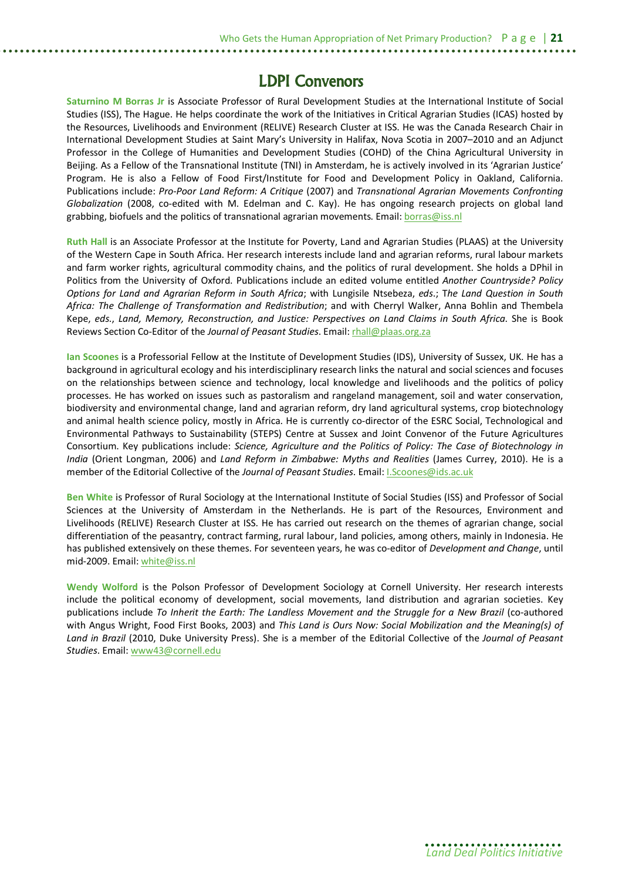# LDPI Convenors

**Saturnino M Borras Jr** is Associate Professor of Rural Development Studies at the International Institute of Social Studies (ISS), The Hague. He helps coordinate the work of the Initiatives in Critical Agrarian Studies (ICAS) hosted by the Resources, Livelihoods and Environment (RELIVE) Research Cluster at ISS. He was the Canada Research Chair in International Development Studies at Saint Mary's University in Halifax, Nova Scotia in 2007–2010 and an Adjunct Professor in the College of Humanities and Development Studies (COHD) of the China Agricultural University in Beijing. As a Fellow of the Transnational Institute (TNI) in Amsterdam, he is actively involved in its 'Agrarian Justice' Program. He is also a Fellow of Food First/Institute for Food and Development Policy in Oakland, California. Publications include: *Pro-Poor Land Reform: A Critique* (2007) and *Transnational Agrarian Movements Confronting Globalization* (2008, co-edited with M. Edelman and C. Kay). He has ongoing research projects on global land grabbing, biofuels and the politics of transnational agrarian movements. Email: borras@iss.nl

**Ruth Hall** is an Associate Professor at the Institute for Poverty, Land and Agrarian Studies (PLAAS) at the University of the Western Cape in South Africa. Her research interests include land and agrarian reforms, rural labour markets and farm worker rights, agricultural commodity chains, and the politics of rural development. She holds a DPhil in Politics from the University of Oxford. Publications include an edited volume entitled *Another Countryside? Policy Options for Land and Agrarian Reform in South Africa*; with Lungisile Ntsebeza, *eds*.; T*he Land Question in South Africa: The Challenge of Transformation and Redistribution*; and with Cherryl Walker, Anna Bohlin and Thembela Kepe, *eds*., *Land, Memory, Reconstruction, and Justice: Perspectives on Land Claims in South Africa*. She is Book Reviews Section Co-Editor of the *Journal of Peasant Studies*. Email: rhall@plaas.org.za

**Ian Scoones** is a Professorial Fellow at the Institute of Development Studies (IDS), University of Sussex, UK. He has a background in agricultural ecology and his interdisciplinary research links the natural and social sciences and focuses on the relationships between science and technology, local knowledge and livelihoods and the politics of policy processes. He has worked on issues such as pastoralism and rangeland management, soil and water conservation, biodiversity and environmental change, land and agrarian reform, dry land agricultural systems, crop biotechnology and animal health science policy, mostly in Africa. He is currently co-director of the ESRC Social, Technological and Environmental Pathways to Sustainability (STEPS) Centre at Sussex and Joint Convenor of the Future Agricultures Consortium. Key publications include: *Science, Agriculture and the Politics of Policy: The Case of Biotechnology in India* (Orient Longman, 2006) and *Land Reform in Zimbabwe: Myths and Realities* (James Currey, 2010). He is a member of the Editorial Collective of the *Journal of Peasant Studies*. Email: I.Scoones@ids.ac.uk

**Ben White** is Professor of Rural Sociology at the International Institute of Social Studies (ISS) and Professor of Social Sciences at the University of Amsterdam in the Netherlands. He is part of the Resources, Environment and Livelihoods (RELIVE) Research Cluster at ISS. He has carried out research on the themes of agrarian change, social differentiation of the peasantry, contract farming, rural labour, land policies, among others, mainly in Indonesia. He has published extensively on these themes. For seventeen years, he was co-editor of *Development and Change*, until mid-2009. Email: white@iss.nl

**Wendy Wolford** is the Polson Professor of Development Sociology at Cornell University. Her research interests include the political economy of development, social movements, land distribution and agrarian societies. Key publications include *To Inherit the Earth: The Landless Movement and the Struggle for a New Brazil* (co-authored with Angus Wright, Food First Books, 2003) and *This Land is Ours Now: Social Mobilization and the Meaning(s) of Land in Brazil* (2010, Duke University Press). She is a member of the Editorial Collective of the *Journal of Peasant Studies*. Email: www43@cornell.edu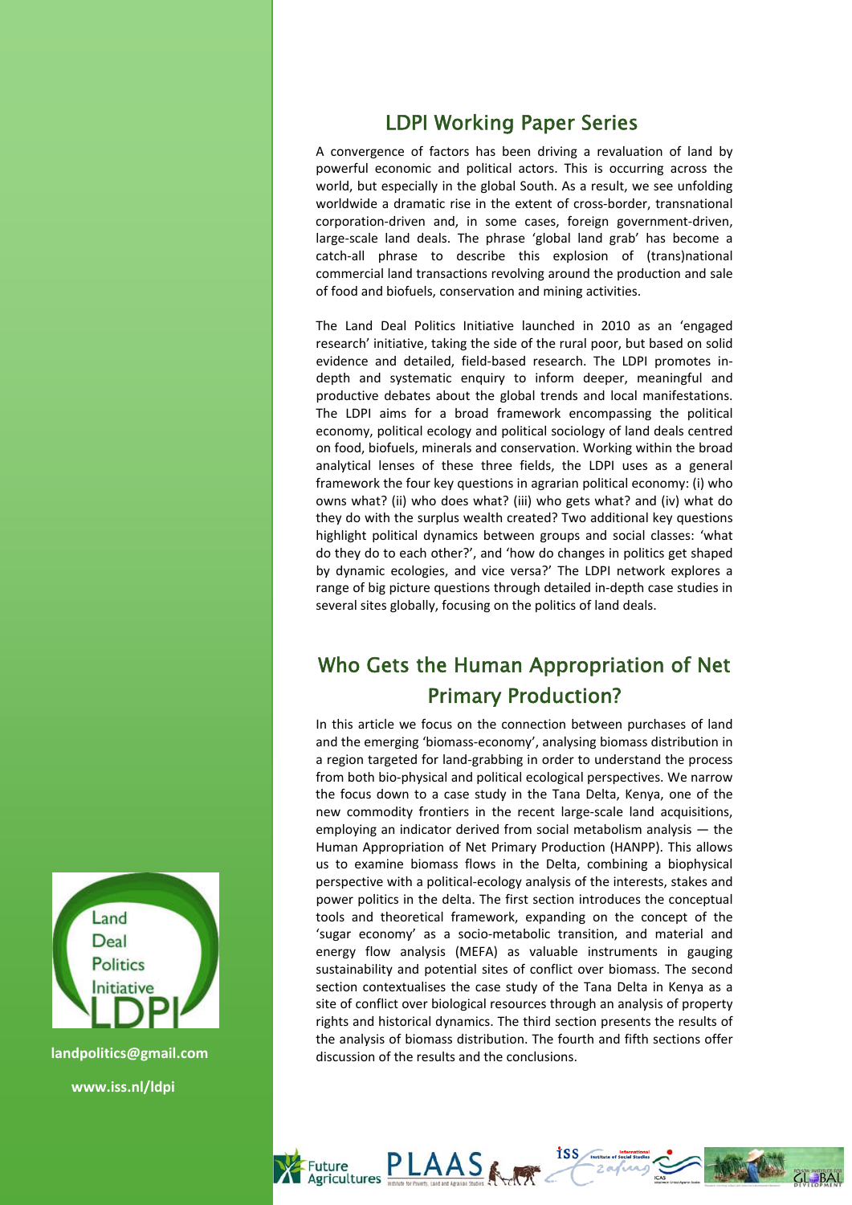## LDPI Working Paper Series

A convergence of factors has been driving a revaluation of land by powerful economic and political actors. This is occurring across the world, but especially in the global South. As a result, we see unfolding worldwide a dramatic rise in the extent of cross-border, transnational corporation-driven and, in some cases, foreign government-driven, large-scale land deals. The phrase 'global land grab' has become a catch-all phrase to describe this explosion of (trans)national commercial land transactions revolving around the production and sale of food and biofuels, conservation and mining activities.

The Land Deal Politics Initiative launched in 2010 as an 'engaged research' initiative, taking the side of the rural poor, but based on solid evidence and detailed, field-based research. The LDPI promotes in-depth and systematic enquiry to inform deeper, meaningful and productive debates about the global trends and local manifestations. The LDPI aims for a broad framework encompassing the political economy, political ecology and political sociology of land deals centred on food, biofuels, minerals and conservation. Working within the broad analytical lenses of these three fields, the LDPI uses as a general framework the four key questions in agrarian political economy: (i) who owns what? (ii) who does what? (iii) who gets what? and (iv) what do they do with the surplus wealth created? Two additional key questions highlight political dynamics between groups and social classes: 'what do they do to each other?', and 'how do changes in politics get shaped by dynamic ecologies, and vice versa?' The LDPI network explores a range of big picture questions through detailed in-depth case studies in several sites globally, focusing on the politics of land deals.

## Who Gets the Human Appropriation of Net Primary Production?

In this article we focus on the connection between purchases of land and the emerging 'biomass-economy', analysing biomass distribution in a region targeted for land-grabbing in order to understand the process from both bio-physical and political ecological perspectives. We narrow the focus down to a case study in the Tana Delta, Kenya, one of the new commodity frontiers in the recent large-scale land acquisitions, employing an indicator derived from social metabolism analysis — the Human Appropriation of Net Primary Production (HANPP). This allows us to examine biomass flows in the Delta, combining a biophysical perspective with a political-ecology analysis of the interests, stakes and power politics in the delta. The first section introduces the conceptual tools and theoretical framework, expanding on the concept of the 'sugar economy' as a socio-metabolic transition, and material and energy flow analysis (MEFA) as valuable instruments in gauging sustainability and potential sites of conflict over biomass. The second section contextualises the case study of the Tana Delta in Kenya as a site of conflict over biological resources through an analysis of property rights and historical dynamics. The third section presents the results of the analysis of biomass distribution. The fourth and fifth sections offer discussion of the results and the conclusions.

Land Deal Politics Initiative LDPI

landpolitics@gmail.com

www.iss.nl/ldpi